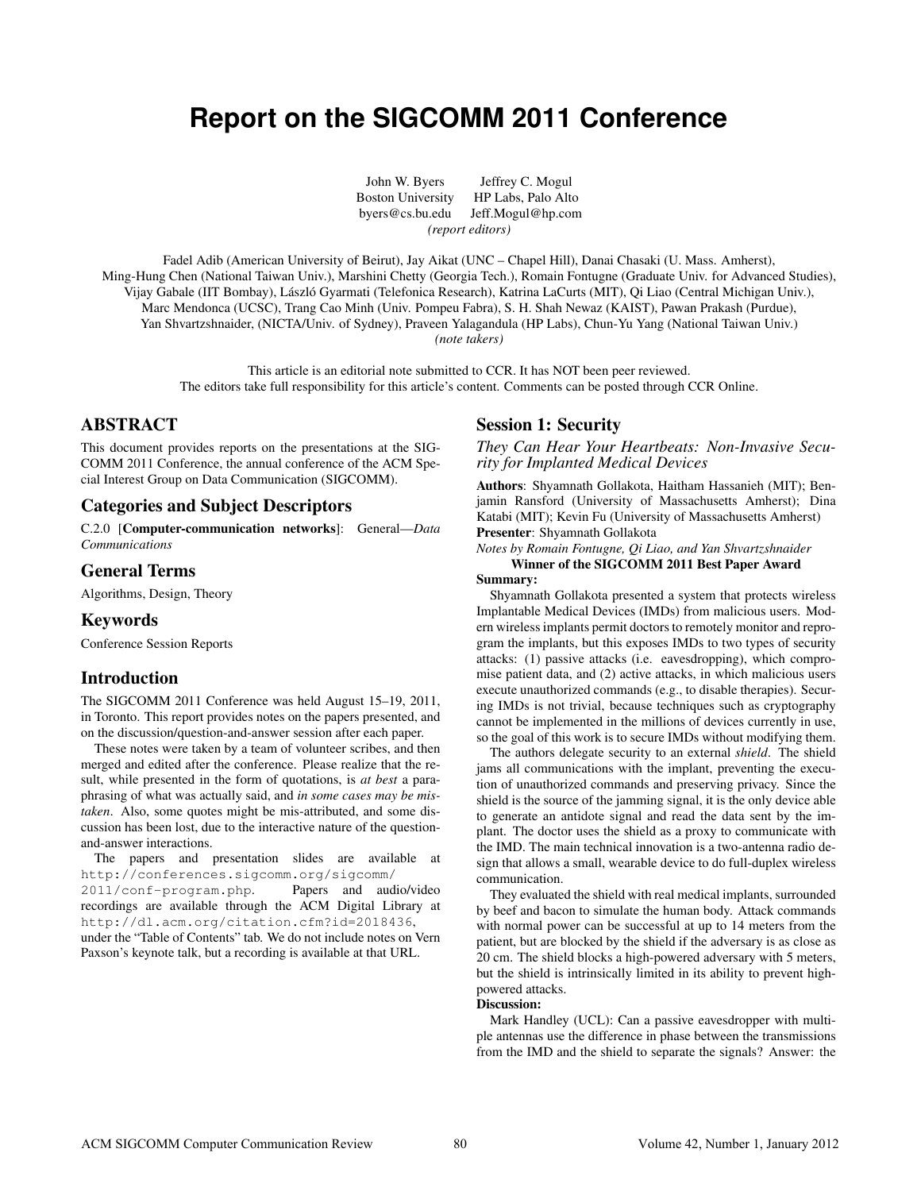# Report on the SIGCOMM 2011 Conference

John W. Byers — Boston University — byers@cs.bu.edu
Jeffrey C. Mogul — HP Labs, Palo Alto — Jeff.Mogul@hp.com
*(report editors)*

Fadel Adib (American University of Beirut), Jay Aikat (UNC – Chapel Hill), Danai Chasaki (U. Mass. Amherst), Ming-Hung Chen (National Taiwan Univ.), Marshini Chetty (Georgia Tech.), Romain Fontugne (Graduate Univ. for Advanced Studies), Vijay Gabale (IIT Bombay), László Gyarmati (Telefonica Research), Katrina LaCurts (MIT), Qi Liao (Central Michigan Univ.), Marc Mendonca (UCSC), Trang Cao Minh (Univ. Pompeu Fabra), S. H. Shah Newaz (KAIST), Pawan Prakash (Purdue), Yan Shvartzshnaider, (NICTA/Univ. of Sydney), Praveen Yalagandula (HP Labs), Chun-Yu Yang (National Taiwan Univ.)
*(note takers)*

This article is an editorial note submitted to CCR. It has NOT been peer reviewed.
The editors take full responsibility for this article's content. Comments can be posted through CCR Online.

## ABSTRACT

This document provides reports on the presentations at the SIGCOMM 2011 Conference, the annual conference of the ACM Special Interest Group on Data Communication (SIGCOMM).

## Categories and Subject Descriptors

C.2.0 [**Computer-communication networks**]: General—*Data Communications*

## General Terms

Algorithms, Design, Theory

## Keywords

Conference Session Reports

## Introduction

The SIGCOMM 2011 Conference was held August 15–19, 2011, in Toronto. This report provides notes on the papers presented, and on the discussion/question-and-answer session after each paper.

These notes were taken by a team of volunteer scribes, and then merged and edited after the conference. Please realize that the result, while presented in the form of quotations, is *at best* a paraphrasing of what was actually said, and *in some cases may be mistaken*. Also, some quotes might be mis-attributed, and some discussion has been lost, due to the interactive nature of the question-and-answer interactions.

The papers and presentation slides are available at `http://conferences.sigcomm.org/sigcomm/2011/conf-program.php`. Papers and audio/video recordings are available through the ACM Digital Library at `http://dl.acm.org/citation.cfm?id=2018436`, under the "Table of Contents" tab. We do not include notes on Vern Paxson's keynote talk, but a recording is available at that URL.

## Session 1: Security

### *They Can Hear Your Heartbeats: Non-Invasive Security for Implanted Medical Devices*

**Authors**: Shyamnath Gollakota, Haitham Hassanieh (MIT); Benjamin Ransford (University of Massachusetts Amherst); Dina Katabi (MIT); Kevin Fu (University of Massachusetts Amherst)
**Presenter**: Shyamnath Gollakota
*Notes by Romain Fontugne, Qi Liao, and Yan Shvartzshnaider*

**Winner of the SIGCOMM 2011 Best Paper Award**

**Summary:**

Shyamnath Gollakota presented a system that protects wireless Implantable Medical Devices (IMDs) from malicious users. Modern wireless implants permit doctors to remotely monitor and reprogram the implants, but this exposes IMDs to two types of security attacks: (1) passive attacks (i.e. eavesdropping), which compromise patient data, and (2) active attacks, in which malicious users execute unauthorized commands (e.g., to disable therapies). Securing IMDs is not trivial, because techniques such as cryptography cannot be implemented in the millions of devices currently in use, so the goal of this work is to secure IMDs without modifying them.

The authors delegate security to an external *shield*. The shield jams all communications with the implant, preventing the execution of unauthorized commands and preserving privacy. Since the shield is the source of the jamming signal, it is the only device able to generate an antidote signal and read the data sent by the implant. The doctor uses the shield as a proxy to communicate with the IMD. The main technical innovation is a two-antenna radio design that allows a small, wearable device to do full-duplex wireless communication.

They evaluated the shield with real medical implants, surrounded by beef and bacon to simulate the human body. Attack commands with normal power can be successful at up to 14 meters from the patient, but are blocked by the shield if the adversary is as close as 20 cm. The shield blocks a high-powered adversary with 5 meters, but the shield is intrinsically limited in its ability to prevent high-powered attacks.

**Discussion:**

Mark Handley (UCL): Can a passive eavesdropper with multiple antennas use the difference in phase between the transmissions from the IMD and the shield to separate the signals? Answer: the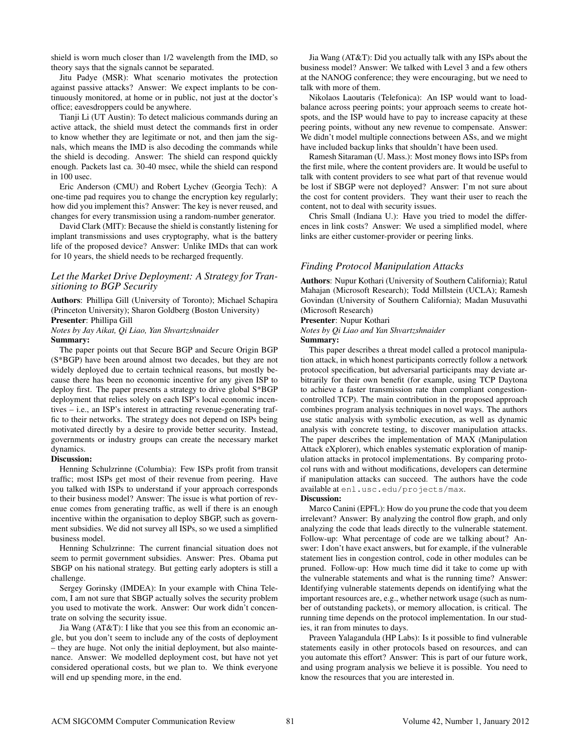shield is worn much closer than 1/2 wavelength from the IMD, so theory says that the signals cannot be separated.

Jitu Padye (MSR): What scenario motivates the protection against passive attacks? Answer: We expect implants to be continuously monitored, at home or in public, not just at the doctor's office; eavesdroppers could be anywhere.

Tianji Li (UT Austin): To detect malicious commands during an active attack, the shield must detect the commands first in order to know whether they are legitimate or not, and then jam the signals, which means the IMD is also decoding the commands while the shield is decoding. Answer: The shield can respond quickly enough. Packets last ca. 30-40 msec, while the shield can respond in 100 usec.

Eric Anderson (CMU) and Robert Lychev (Georgia Tech): A one-time pad requires you to change the encryption key regularly; how did you implement this? Answer: The key is never reused, and changes for every transmission using a random-number generator.

David Clark (MIT): Because the shield is constantly listening for implant transmissions and uses cryptography, what is the battery life of the proposed device? Answer: Unlike IMDs that can work for 10 years, the shield needs to be recharged frequently.

### *Let the Market Drive Deployment: A Strategy for Transitioning to BGP Security*

**Authors**: Phillipa Gill (University of Toronto); Michael Schapira (Princeton University); Sharon Goldberg (Boston University)
**Presenter**: Phillipa Gill
*Notes by Jay Aikat, Qi Liao, Yan Shvartzshnaider*

**Summary:**

The paper points out that Secure BGP and Secure Origin BGP (S*BGP) have been around almost two decades, but they are not widely deployed due to certain technical reasons, but mostly because there has been no economic incentive for any given ISP to deploy first. The paper presents a strategy to drive global S*BGP deployment that relies solely on each ISP's local economic incentives – i.e., an ISP's interest in attracting revenue-generating traffic to their networks. The strategy does not depend on ISPs being motivated directly by a desire to provide better security. Instead, governments or industry groups can create the necessary market dynamics.

**Discussion:**

Henning Schulzrinne (Columbia): Few ISPs profit from transit traffic; most ISPs get most of their revenue from peering. Have you talked with ISPs to understand if your approach corresponds to their business model? Answer: The issue is what portion of revenue comes from generating traffic, as well if there is an enough incentive within the organisation to deploy SBGP, such as government subsidies. We did not survey all ISPs, so we used a simplified business model.

Henning Schulzrinne: The current financial situation does not seem to permit government subsidies. Answer: Pres. Obama put SBGP on his national strategy. But getting early adopters is still a challenge.

Sergey Gorinsky (IMDEA): In your example with China Telecom, I am not sure that SBGP actually solves the security problem you used to motivate the work. Answer: Our work didn't concentrate on solving the security issue.

Jia Wang (AT&T): I like that you see this from an economic angle, but you don't seem to include any of the costs of deployment – they are huge. Not only the initial deployment, but also maintenance. Answer: We modelled deployment cost, but have not yet considered operational costs, but we plan to. We think everyone will end up spending more, in the end.

Jia Wang (AT&T): Did you actually talk with any ISPs about the business model? Answer: We talked with Level 3 and a few others at the NANOG conference; they were encouraging, but we need to talk with more of them.

Nikolaos Laoutaris (Telefonica): An ISP would want to load-balance across peering points; your approach seems to create hotspots, and the ISP would have to pay to increase capacity at these peering points, without any new revenue to compensate. Answer: We didn't model multiple connections between ASs, and we might have included backup links that shouldn't have been used.

Ramesh Sitaraman (U. Mass.): Most money flows into ISPs from the first mile, where the content providers are. It would be useful to talk with content providers to see what part of that revenue would be lost if SBGP were not deployed? Answer: I'm not sure about the cost for content providers. They want their user to reach the content, not to deal with security issues.

Chris Small (Indiana U.): Have you tried to model the differences in link costs? Answer: We used a simplified model, where links are either customer-provider or peering links.

### *Finding Protocol Manipulation Attacks*

**Authors**: Nupur Kothari (University of Southern California); Ratul Mahajan (Microsoft Research); Todd Millstein (UCLA); Ramesh Govindan (University of Southern California); Madan Musuvathi (Microsoft Research)
**Presenter**: Nupur Kothari
*Notes by Qi Liao and Yan Shvartzshnaider*

**Summary:**

This paper describes a threat model called a protocol manipulation attack, in which honest participants correctly follow a network protocol specification, but adversarial participants may deviate arbitrarily for their own benefit (for example, using TCP Daytona to achieve a faster transmission rate than compliant congestion-controlled TCP). The main contribution in the proposed approach combines program analysis techniques in novel ways. The authors use static analysis with symbolic execution, as well as dynamic analysis with concrete testing, to discover manipulation attacks. The paper describes the implementation of MAX (Manipulation Attack eXplorer), which enables systematic exploration of manipulation attacks in protocol implementations. By comparing protocol runs with and without modifications, developers can determine if manipulation attacks can succeed. The authors have the code available at `enl.usc.edu/projects/max`.

**Discussion:**

Marco Canini (EPFL): How do you prune the code that you deem irrelevant? Answer: By analyzing the control flow graph, and only analyzing the code that leads directly to the vulnerable statement. Follow-up: What percentage of code are we talking about? Answer: I don't have exact answers, but for example, if the vulnerable statement lies in congestion control, code in other modules can be pruned. Follow-up: How much time did it take to come up with the vulnerable statements and what is the running time? Answer: Identifying vulnerable statements depends on identifying what the important resources are, e.g., whether network usage (such as number of outstanding packets), or memory allocation, is critical. The running time depends on the protocol implementation. In our studies, it ran from minutes to days.

Praveen Yalagandula (HP Labs): Is it possible to find vulnerable statements easily in other protocols based on resources, and can you automate this effort? Answer: This is part of our future work, and using program analysis we believe it is possible. You need to know the resources that you are interested in.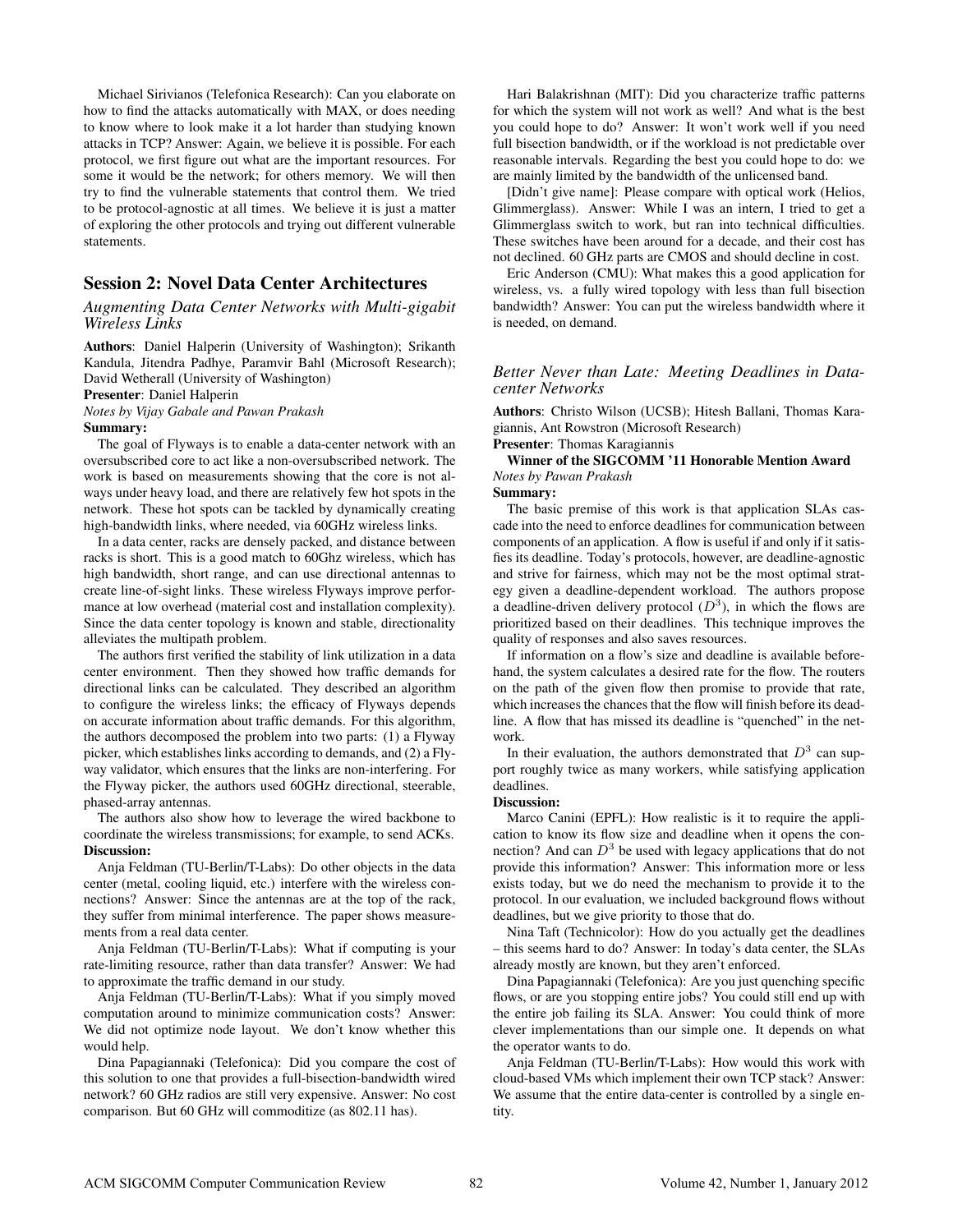Michael Sirivianos (Telefonica Research): Can you elaborate on how to find the attacks automatically with MAX, or does needing to know where to look make it a lot harder than studying known attacks in TCP? Answer: Again, we believe it is possible. For each protocol, we first figure out what are the important resources. For some it would be the network; for others memory. We will then try to find the vulnerable statements that control them. We tried to be protocol-agnostic at all times. We believe it is just a matter of exploring the other protocols and trying out different vulnerable statements.

## Session 2: Novel Data Center Architectures

### *Augmenting Data Center Networks with Multi-gigabit Wireless Links*

**Authors**: Daniel Halperin (University of Washington); Srikanth Kandula, Jitendra Padhye, Paramvir Bahl (Microsoft Research); David Wetherall (University of Washington)

**Presenter**: Daniel Halperin

*Notes by Vijay Gabale and Pawan Prakash*

**Summary:**

The goal of Flyways is to enable a data-center network with an oversubscribed core to act like a non-oversubscribed network. The work is based on measurements showing that the core is not always under heavy load, and there are relatively few hot spots in the network. These hot spots can be tackled by dynamically creating high-bandwidth links, where needed, via 60GHz wireless links.

In a data center, racks are densely packed, and distance between racks is short. This is a good match to 60Ghz wireless, which has high bandwidth, short range, and can use directional antennas to create line-of-sight links. These wireless Flyways improve performance at low overhead (material cost and installation complexity). Since the data center topology is known and stable, directionality alleviates the multipath problem.

The authors first verified the stability of link utilization in a data center environment. Then they showed how traffic demands for directional links can be calculated. They described an algorithm to configure the wireless links; the efficacy of Flyways depends on accurate information about traffic demands. For this algorithm, the authors decomposed the problem into two parts: (1) a Flyway picker, which establishes links according to demands, and (2) a Flyway validator, which ensures that the links are non-interfering. For the Flyway picker, the authors used 60GHz directional, steerable, phased-array antennas.

The authors also show how to leverage the wired backbone to coordinate the wireless transmissions; for example, to send ACKs.

**Discussion:**

Anja Feldman (TU-Berlin/T-Labs): Do other objects in the data center (metal, cooling liquid, etc.) interfere with the wireless connections? Answer: Since the antennas are at the top of the rack, they suffer from minimal interference. The paper shows measurements from a real data center.

Anja Feldman (TU-Berlin/T-Labs): What if computing is your rate-limiting resource, rather than data transfer? Answer: We had to approximate the traffic demand in our study.

Anja Feldman (TU-Berlin/T-Labs): What if you simply moved computation around to minimize communication costs? Answer: We did not optimize node layout. We don't know whether this would help.

Dina Papagiannaki (Telefonica): Did you compare the cost of this solution to one that provides a full-bisection-bandwidth wired network? 60 GHz radios are still very expensive. Answer: No cost comparison. But 60 GHz will commoditize (as 802.11 has).

Hari Balakrishnan (MIT): Did you characterize traffic patterns for which the system will not work as well? And what is the best you could hope to do? Answer: It won't work well if you need full bisection bandwidth, or if the workload is not predictable over reasonable intervals. Regarding the best you could hope to do: we are mainly limited by the bandwidth of the unlicensed band.

[Didn't give name]: Please compare with optical work (Helios, Glimmerglass). Answer: While I was an intern, I tried to get a Glimmerglass switch to work, but ran into technical difficulties. These switches have been around for a decade, and their cost has not declined. 60 GHz parts are CMOS and should decline in cost.

Eric Anderson (CMU): What makes this a good application for wireless, vs. a fully wired topology with less than full bisection bandwidth? Answer: You can put the wireless bandwidth where it is needed, on demand.

### *Better Never than Late: Meeting Deadlines in Datacenter Networks*

**Authors**: Christo Wilson (UCSB); Hitesh Ballani, Thomas Karagiannis, Ant Rowstron (Microsoft Research)

**Presenter**: Thomas Karagiannis

**Winner of the SIGCOMM '11 Honorable Mention Award**

*Notes by Pawan Prakash*

**Summary:**

The basic premise of this work is that application SLAs cascade into the need to enforce deadlines for communication between components of an application. A flow is useful if and only if it satisfies its deadline. Today's protocols, however, are deadline-agnostic and strive for fairness, which may not be the most optimal strategy given a deadline-dependent workload. The authors propose a deadline-driven delivery protocol ($D^3$), in which the flows are prioritized based on their deadlines. This technique improves the quality of responses and also saves resources.

If information on a flow's size and deadline is available beforehand, the system calculates a desired rate for the flow. The routers on the path of the given flow then promise to provide that rate, which increases the chances that the flow will finish before its deadline. A flow that has missed its deadline is "quenched" in the network.

In their evaluation, the authors demonstrated that $D^3$ can support roughly twice as many workers, while satisfying application deadlines.

**Discussion:**

Marco Canini (EPFL): How realistic is it to require the application to know its flow size and deadline when it opens the connection? And can $D^3$ be used with legacy applications that do not provide this information? Answer: This information more or less exists today, but we do need the mechanism to provide it to the protocol. In our evaluation, we included background flows without deadlines, but we give priority to those that do.

Nina Taft (Technicolor): How do you actually get the deadlines – this seems hard to do? Answer: In today's data center, the SLAs already mostly are known, but they aren't enforced.

Dina Papagiannaki (Telefonica): Are you just quenching specific flows, or are you stopping entire jobs? You could still end up with the entire job failing its SLA. Answer: You could think of more clever implementations than our simple one. It depends on what the operator wants to do.

Anja Feldman (TU-Berlin/T-Labs): How would this work with cloud-based VMs which implement their own TCP stack? Answer: We assume that the entire data-center is controlled by a single entity.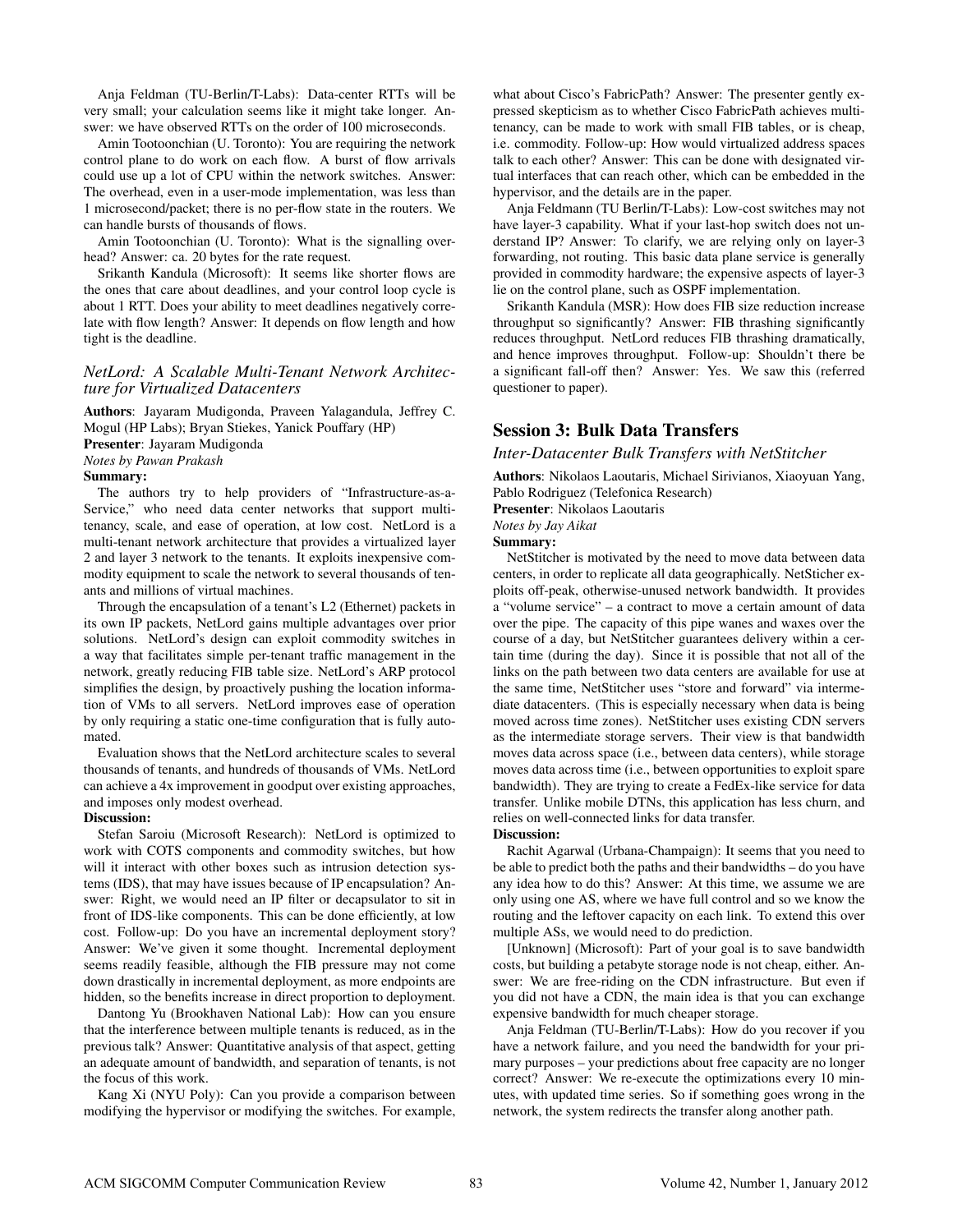Anja Feldman (TU-Berlin/T-Labs): Data-center RTTs will be very small; your calculation seems like it might take longer. Answer: we have observed RTTs on the order of 100 microseconds.

Amin Tootoonchian (U. Toronto): You are requiring the network control plane to do work on each flow. A burst of flow arrivals could use up a lot of CPU within the network switches. Answer: The overhead, even in a user-mode implementation, was less than 1 microsecond/packet; there is no per-flow state in the routers. We can handle bursts of thousands of flows.

Amin Tootoonchian (U. Toronto): What is the signalling overhead? Answer: ca. 20 bytes for the rate request.

Srikanth Kandula (Microsoft): It seems like shorter flows are the ones that care about deadlines, and your control loop cycle is about 1 RTT. Does your ability to meet deadlines negatively correlate with flow length? Answer: It depends on flow length and how tight is the deadline.

### *NetLord: A Scalable Multi-Tenant Network Architecture for Virtualized Datacenters*

**Authors**: Jayaram Mudigonda, Praveen Yalagandula, Jeffrey C. Mogul (HP Labs); Bryan Stiekes, Yanick Pouffary (HP)

**Presenter**: Jayaram Mudigonda

*Notes by Pawan Prakash*

**Summary:**

The authors try to help providers of "Infrastructure-as-a-Service," who need data center networks that support multi-tenancy, scale, and ease of operation, at low cost. NetLord is a multi-tenant network architecture that provides a virtualized layer 2 and layer 3 network to the tenants. It exploits inexpensive commodity equipment to scale the network to several thousands of tenants and millions of virtual machines.

Through the encapsulation of a tenant's L2 (Ethernet) packets in its own IP packets, NetLord gains multiple advantages over prior solutions. NetLord's design can exploit commodity switches in a way that facilitates simple per-tenant traffic management in the network, greatly reducing FIB table size. NetLord's ARP protocol simplifies the design, by proactively pushing the location information of VMs to all servers. NetLord improves ease of operation by only requiring a static one-time configuration that is fully automated.

Evaluation shows that the NetLord architecture scales to several thousands of tenants, and hundreds of thousands of VMs. NetLord can achieve a 4x improvement in goodput over existing approaches, and imposes only modest overhead.

**Discussion:**

Stefan Saroiu (Microsoft Research): NetLord is optimized to work with COTS components and commodity switches, but how will it interact with other boxes such as intrusion detection systems (IDS), that may have issues because of IP encapsulation? Answer: Right, we would need an IP filter or decapsulator to sit in front of IDS-like components. This can be done efficiently, at low cost. Follow-up: Do you have an incremental deployment story? Answer: We've given it some thought. Incremental deployment seems readily feasible, although the FIB pressure may not come down drastically in incremental deployment, as more endpoints are hidden, so the benefits increase in direct proportion to deployment.

Dantong Yu (Brookhaven National Lab): How can you ensure that the interference between multiple tenants is reduced, as in the previous talk? Answer: Quantitative analysis of that aspect, getting an adequate amount of bandwidth, and separation of tenants, is not the focus of this work.

Kang Xi (NYU Poly): Can you provide a comparison between modifying the hypervisor or modifying the switches. For example, what about Cisco's FabricPath? Answer: The presenter gently expressed skepticism as to whether Cisco FabricPath achieves multi-tenancy, can be made to work with small FIB tables, or is cheap, i.e. commodity. Follow-up: How would virtualized address spaces talk to each other? Answer: This can be done with designated virtual interfaces that can reach other, which can be embedded in the hypervisor, and the details are in the paper.

Anja Feldmann (TU Berlin/T-Labs): Low-cost switches may not have layer-3 capability. What if your last-hop switch does not understand IP? Answer: To clarify, we are relying only on layer-3 forwarding, not routing. This basic data plane service is generally provided in commodity hardware; the expensive aspects of layer-3 lie on the control plane, such as OSPF implementation.

Srikanth Kandula (MSR): How does FIB size reduction increase throughput so significantly? Answer: FIB thrashing significantly reduces throughput. NetLord reduces FIB thrashing dramatically, and hence improves throughput. Follow-up: Shouldn't there be a significant fall-off then? Answer: Yes. We saw this (referred questioner to paper).

## Session 3: Bulk Data Transfers

### *Inter-Datacenter Bulk Transfers with NetStitcher*

**Authors**: Nikolaos Laoutaris, Michael Sirivianos, Xiaoyuan Yang, Pablo Rodriguez (Telefonica Research)

**Presenter**: Nikolaos Laoutaris

*Notes by Jay Aikat*

**Summary:**

NetStitcher is motivated by the need to move data between data centers, in order to replicate all data geographically. NetSticher exploits off-peak, otherwise-unused network bandwidth. It provides a "volume service" – a contract to move a certain amount of data over the pipe. The capacity of this pipe wanes and waxes over the course of a day, but NetStitcher guarantees delivery within a certain time (during the day). Since it is possible that not all of the links on the path between two data centers are available for use at the same time, NetStitcher uses "store and forward" via intermediate datacenters. (This is especially necessary when data is being moved across time zones). NetStitcher uses existing CDN servers as the intermediate storage servers. Their view is that bandwidth moves data across space (i.e., between data centers), while storage moves data across time (i.e., between opportunities to exploit spare bandwidth). They are trying to create a FedEx-like service for data transfer. Unlike mobile DTNs, this application has less churn, and relies on well-connected links for data transfer.

**Discussion:**

Rachit Agarwal (Urbana-Champaign): It seems that you need to be able to predict both the paths and their bandwidths – do you have any idea how to do this? Answer: At this time, we assume we are only using one AS, where we have full control and so we know the routing and the leftover capacity on each link. To extend this over multiple ASs, we would need to do prediction.

[Unknown] (Microsoft): Part of your goal is to save bandwidth costs, but building a petabyte storage node is not cheap, either. Answer: We are free-riding on the CDN infrastructure. But even if you did not have a CDN, the main idea is that you can exchange expensive bandwidth for much cheaper storage.

Anja Feldman (TU-Berlin/T-Labs): How do you recover if you have a network failure, and you need the bandwidth for your primary purposes – your predictions about free capacity are no longer correct? Answer: We re-execute the optimizations every 10 minutes, with updated time series. So if something goes wrong in the network, the system redirects the transfer along another path.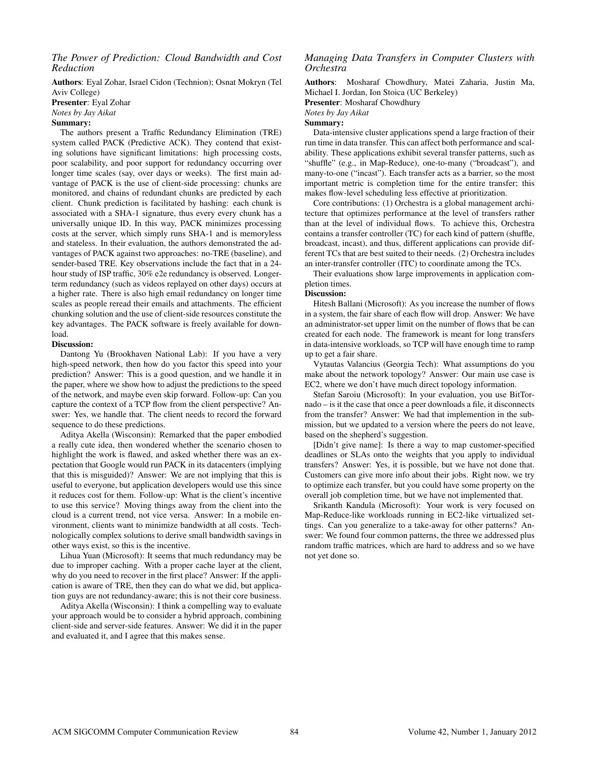### *The Power of Prediction: Cloud Bandwidth and Cost Reduction*

**Authors**: Eyal Zohar, Israel Cidon (Technion); Osnat Mokryn (Tel Aviv College)

**Presenter**: Eyal Zohar

*Notes by Jay Aikat*

**Summary:**

The authors present a Traffic Redundancy Elimination (TRE) system called PACK (Predictive ACK). They contend that existing solutions have significant limitations: high processing costs, poor scalability, and poor support for redundancy occurring over longer time scales (say, over days or weeks). The first main advantage of PACK is the use of client-side processing: chunks are monitored, and chains of redundant chunks are predicted by each client. Chunk prediction is facilitated by hashing: each chunk is associated with a SHA-1 signature, thus every every chunk has a universally unique ID. In this way, PACK minimizes processing costs at the server, which simply runs SHA-1 and is memoryless and stateless. In their evaluation, the authors demonstrated the advantages of PACK against two approaches: no-TRE (baseline), and sender-based TRE. Key observations include the fact that in a 24-hour study of ISP traffic, 30% e2e redundancy is observed. Longer-term redundancy (such as videos replayed on other days) occurs at a higher rate. There is also high email redundancy on longer time scales as people reread their emails and attachments. The efficient chunking solution and the use of client-side resources constitute the key advantages. The PACK software is freely available for download.

**Discussion:**

Dantong Yu (Brookhaven National Lab): If you have a very high-speed network, then how do you factor this speed into your prediction? Answer: This is a good question, and we handle it in the paper, where we show how to adjust the predictions to the speed of the network, and maybe even skip forward. Follow-up: Can you capture the context of a TCP flow from the client perspective? Answer: Yes, we handle that. The client needs to record the forward sequence to do these predictions.

Aditya Akella (Wisconsin): Remarked that the paper embodied a really cute idea, then wondered whether the scenario chosen to highlight the work is flawed, and asked whether there was an expectation that Google would run PACK in its datacenters (implying that this is misguided)? Answer: We are not implying that this is useful to everyone, but application developers would use this since it reduces cost for them. Follow-up: What is the client's incentive to use this service? Moving things away from the client into the cloud is a current trend, not vice versa. Answer: In a mobile environment, clients want to minimize bandwidth at all costs. Technologically complex solutions to derive small bandwidth savings in other ways exist, so this is the incentive.

Lihua Yuan (Microsoft): It seems that much redundancy may be due to improper caching. With a proper cache layer at the client, why do you need to recover in the first place? Answer: If the application is aware of TRE, then they can do what we did, but application guys are not redundancy-aware; this is not their core business.

Aditya Akella (Wisconsin): I think a compelling way to evaluate your approach would be to consider a hybrid approach, combining client-side and server-side features. Answer: We did it in the paper and evaluated it, and I agree that this makes sense.

### *Managing Data Transfers in Computer Clusters with Orchestra*

**Authors**: Mosharaf Chowdhury, Matei Zaharia, Justin Ma, Michael I. Jordan, Ion Stoica (UC Berkeley)

**Presenter**: Mosharaf Chowdhury

*Notes by Jay Aikat*

**Summary:**

Data-intensive cluster applications spend a large fraction of their run time in data transfer. This can affect both performance and scalability. These applications exhibit several transfer patterns, such as "shuffle" (e.g., in Map-Reduce), one-to-many ("broadcast"), and many-to-one ("incast"). Each transfer acts as a barrier, so the most important metric is completion time for the entire transfer; this makes flow-level scheduling less effective at prioritization.

Core contributions: (1) Orchestra is a global management architecture that optimizes performance at the level of transfers rather than at the level of individual flows. To achieve this, Orchestra contains a transfer controller (TC) for each kind of pattern (shuffle, broadcast, incast), and thus, different applications can provide different TCs that are best suited to their needs. (2) Orchestra includes an inter-transfer controller (ITC) to coordinate among the TCs.

Their evaluations show large improvements in application completion times.

**Discussion:**

Hitesh Ballani (Microsoft): As you increase the number of flows in a system, the fair share of each flow will drop. Answer: We have an administrator-set upper limit on the number of flows that be can created for each node. The framework is meant for long transfers in data-intensive workloads, so TCP will have enough time to ramp up to get a fair share.

Vytautas Valancius (Georgia Tech): What assumptions do you make about the network topology? Answer: Our main use case is EC2, where we don't have much direct topology information.

Stefan Saroiu (Microsoft): In your evaluation, you use BitTornado – is it the case that once a peer downloads a file, it disconnects from the transfer? Answer: We had that implemention in the submission, but we updated to a version where the peers do not leave, based on the shepherd's suggestion.

[Didn't give name]: Is there a way to map customer-specified deadlines or SLAs onto the weights that you apply to individual transfers? Answer: Yes, it is possible, but we have not done that. Customers can give more info about their jobs. Right now, we try to optimize each transfer, but you could have some property on the overall job completion time, but we have not implemented that.

Srikanth Kandula (Microsoft): Your work is very focused on Map-Reduce-like workloads running in EC2-like virtualized settings. Can you generalize to a take-away for other patterns? Answer: We found four common patterns, the three we addressed plus random traffic matrices, which are hard to address and so we have not yet done so.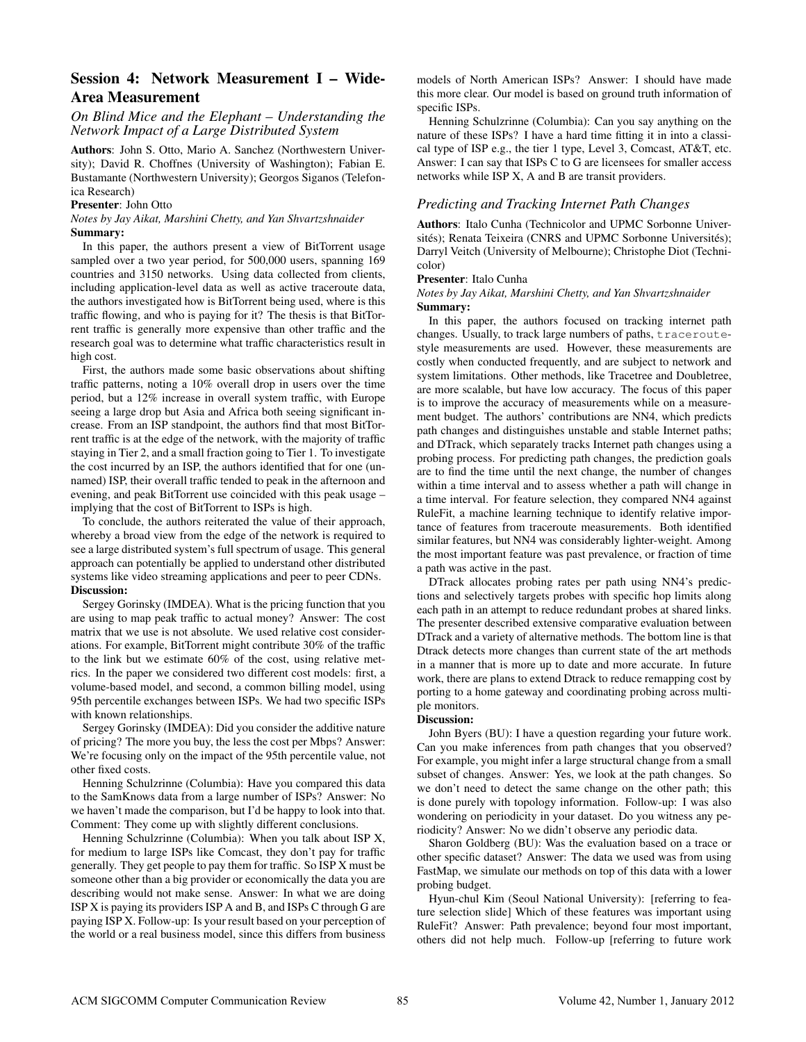## Session 4: Network Measurement I – Wide-Area Measurement

### *On Blind Mice and the Elephant – Understanding the Network Impact of a Large Distributed System*

**Authors**: John S. Otto, Mario A. Sanchez (Northwestern University); David R. Choffnes (University of Washington); Fabian E. Bustamante (Northwestern University); Georgos Siganos (Telefonica Research)

**Presenter**: John Otto

*Notes by Jay Aikat, Marshini Chetty, and Yan Shvartzshnaider*

**Summary:**

In this paper, the authors present a view of BitTorrent usage sampled over a two year period, for 500,000 users, spanning 169 countries and 3150 networks. Using data collected from clients, including application-level data as well as active traceroute data, the authors investigated how is BitTorrent being used, where is this traffic flowing, and who is paying for it? The thesis is that BitTorrent traffic is generally more expensive than other traffic and the research goal was to determine what traffic characteristics result in high cost.

First, the authors made some basic observations about shifting traffic patterns, noting a 10% overall drop in users over the time period, but a 12% increase in overall system traffic, with Europe seeing a large drop but Asia and Africa both seeing significant increase. From an ISP standpoint, the authors find that most BitTorrent traffic is at the edge of the network, with the majority of traffic staying in Tier 2, and a small fraction going to Tier 1. To investigate the cost incurred by an ISP, the authors identified that for one (unnamed) ISP, their overall traffic tended to peak in the afternoon and evening, and peak BitTorrent use coincided with this peak usage – implying that the cost of BitTorrent to ISPs is high.

To conclude, the authors reiterated the value of their approach, whereby a broad view from the edge of the network is required to see a large distributed system's full spectrum of usage. This general approach can potentially be applied to understand other distributed systems like video streaming applications and peer to peer CDNs.

**Discussion:**

Sergey Gorinsky (IMDEA). What is the pricing function that you are using to map peak traffic to actual money? Answer: The cost matrix that we use is not absolute. We used relative cost considerations. For example, BitTorrent might contribute 30% of the traffic to the link but we estimate 60% of the cost, using relative metrics. In the paper we considered two different cost models: first, a volume-based model, and second, a common billing model, using 95th percentile exchanges between ISPs. We had two specific ISPs with known relationships.

Sergey Gorinsky (IMDEA): Did you consider the additive nature of pricing? The more you buy, the less the cost per Mbps? Answer: We're focusing only on the impact of the 95th percentile value, not other fixed costs.

Henning Schulzrinne (Columbia): Have you compared this data to the SamKnows data from a large number of ISPs? Answer: No we haven't made the comparison, but I'd be happy to look into that. Comment: They come up with slightly different conclusions.

Henning Schulzrinne (Columbia): When you talk about ISP X, for medium to large ISPs like Comcast, they don't pay for traffic generally. They get people to pay them for traffic. So ISP X must be someone other than a big provider or economically the data you are describing would not make sense. Answer: In what we are doing ISP X is paying its providers ISP A and B, and ISPs C through G are paying ISP X. Follow-up: Is your result based on your perception of the world or a real business model, since this differs from business models of North American ISPs? Answer: I should have made this more clear. Our model is based on ground truth information of specific ISPs.

Henning Schulzrinne (Columbia): Can you say anything on the nature of these ISPs? I have a hard time fitting it in into a classical type of ISP e.g., the tier 1 type, Level 3, Comcast, AT&T, etc. Answer: I can say that ISPs C to G are licensees for smaller access networks while ISP X, A and B are transit providers.

### *Predicting and Tracking Internet Path Changes*

**Authors**: Italo Cunha (Technicolor and UPMC Sorbonne Universités); Renata Teixeira (CNRS and UPMC Sorbonne Universités); Darryl Veitch (University of Melbourne); Christophe Diot (Technicolor)

**Presenter**: Italo Cunha

*Notes by Jay Aikat, Marshini Chetty, and Yan Shvartzshnaider*

**Summary:**

In this paper, the authors focused on tracking internet path changes. Usually, to track large numbers of paths, `traceroute`-style measurements are used. However, these measurements are costly when conducted frequently, and are subject to network and system limitations. Other methods, like Tracetree and Doubletree, are more scalable, but have low accuracy. The focus of this paper is to improve the accuracy of measurements while on a measurement budget. The authors' contributions are NN4, which predicts path changes and distinguishes unstable and stable Internet paths; and DTrack, which separately tracks Internet path changes using a probing process. For predicting path changes, the prediction goals are to find the time until the next change, the number of changes within a time interval and to assess whether a path will change in a time interval. For feature selection, they compared NN4 against RuleFit, a machine learning technique to identify relative importance of features from traceroute measurements. Both identified similar features, but NN4 was considerably lighter-weight. Among the most important feature was past prevalence, or fraction of time a path was active in the past.

DTrack allocates probing rates per path using NN4's predictions and selectively targets probes with specific hop limits along each path in an attempt to reduce redundant probes at shared links. The presenter described extensive comparative evaluation between DTrack and a variety of alternative methods. The bottom line is that Dtrack detects more changes than current state of the art methods in a manner that is more up to date and more accurate. In future work, there are plans to extend Dtrack to reduce remapping cost by porting to a home gateway and coordinating probing across multiple monitors.

**Discussion:**

John Byers (BU): I have a question regarding your future work. Can you make inferences from path changes that you observed? For example, you might infer a large structural change from a small subset of changes. Answer: Yes, we look at the path changes. So we don't need to detect the same change on the other path; this is done purely with topology information. Follow-up: I was also wondering on periodicity in your dataset. Do you witness any periodicity? Answer: No we didn't observe any periodic data.

Sharon Goldberg (BU): Was the evaluation based on a trace or other specific dataset? Answer: The data we used was from using FastMap, we simulate our methods on top of this data with a lower probing budget.

Hyun-chul Kim (Seoul National University): [referring to feature selection slide] Which of these features was important using RuleFit? Answer: Path prevalence; beyond four most important, others did not help much. Follow-up [referring to future work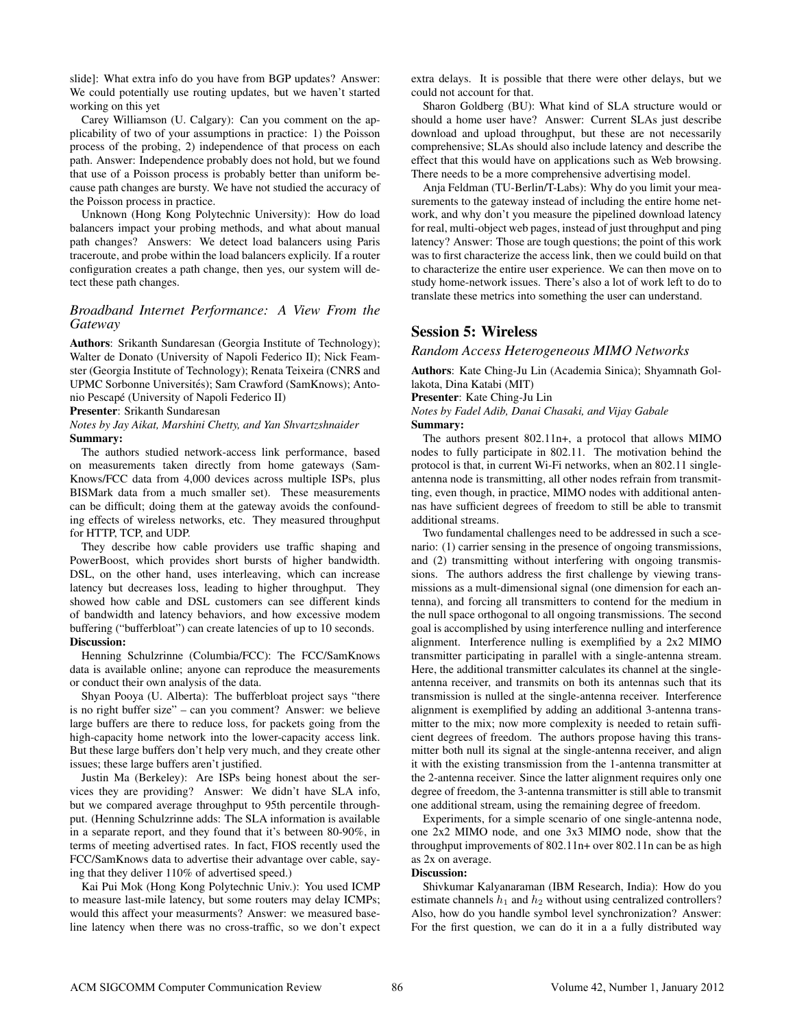slide]: What extra info do you have from BGP updates? Answer: We could potentially use routing updates, but we haven't started working on this yet

Carey Williamson (U. Calgary): Can you comment on the applicability of two of your assumptions in practice: 1) the Poisson process of the probing, 2) independence of that process on each path. Answer: Independence probably does not hold, but we found that use of a Poisson process is probably better than uniform because path changes are bursty. We have not studied the accuracy of the Poisson process in practice.

Unknown (Hong Kong Polytechnic University): How do load balancers impact your probing methods, and what about manual path changes? Answers: We detect load balancers using Paris traceroute, and probe within the load balancers explicily. If a router configuration creates a path change, then yes, our system will detect these path changes.

### *Broadband Internet Performance: A View From the Gateway*

**Authors**: Srikanth Sundaresan (Georgia Institute of Technology); Walter de Donato (University of Napoli Federico II); Nick Feamster (Georgia Institute of Technology); Renata Teixeira (CNRS and UPMC Sorbonne Universités); Sam Crawford (SamKnows); Antonio Pescapé (University of Napoli Federico II)

**Presenter**: Srikanth Sundaresan

*Notes by Jay Aikat, Marshini Chetty, and Yan Shvartzshnaider*

**Summary:**

The authors studied network-access link performance, based on measurements taken directly from home gateways (SamKnows/FCC data from 4,000 devices across multiple ISPs, plus BISMark data from a much smaller set). These measurements can be difficult; doing them at the gateway avoids the confounding effects of wireless networks, etc. They measured throughput for HTTP, TCP, and UDP.

They describe how cable providers use traffic shaping and PowerBoost, which provides short bursts of higher bandwidth. DSL, on the other hand, uses interleaving, which can increase latency but decreases loss, leading to higher throughput. They showed how cable and DSL customers can see different kinds of bandwidth and latency behaviors, and how excessive modem buffering ("bufferbloat") can create latencies of up to 10 seconds.

**Discussion:**

Henning Schulzrinne (Columbia/FCC): The FCC/SamKnows data is available online; anyone can reproduce the measurements or conduct their own analysis of the data.

Shyan Pooya (U. Alberta): The bufferbloat project says "there is no right buffer size" – can you comment? Answer: we believe large buffers are there to reduce loss, for packets going from the high-capacity home network into the lower-capacity access link. But these large buffers don't help very much, and they create other issues; these large buffers aren't justified.

Justin Ma (Berkeley): Are ISPs being honest about the services they are providing? Answer: We didn't have SLA info, but we compared average throughput to 95th percentile throughput. (Henning Schulzrinne adds: The SLA information is available in a separate report, and they found that it's between 80-90%, in terms of meeting advertised rates. In fact, FIOS recently used the FCC/SamKnows data to advertise their advantage over cable, saying that they deliver 110% of advertised speed.)

Kai Pui Mok (Hong Kong Polytechnic Univ.): You used ICMP to measure last-mile latency, but some routers may delay ICMPs; would this affect your measurments? Answer: we measured baseline latency when there was no cross-traffic, so we don't expect extra delays. It is possible that there were other delays, but we could not account for that.

Sharon Goldberg (BU): What kind of SLA structure would or should a home user have? Answer: Current SLAs just describe download and upload throughput, but these are not necessarily comprehensive; SLAs should also include latency and describe the effect that this would have on applications such as Web browsing. There needs to be a more comprehensive advertising model.

Anja Feldman (TU-Berlin/T-Labs): Why do you limit your measurements to the gateway instead of including the entire home network, and why don't you measure the pipelined download latency for real, multi-object web pages, instead of just throughput and ping latency? Answer: Those are tough questions; the point of this work was to first characterize the access link, then we could build on that to characterize the entire user experience. We can then move on to study home-network issues. There's also a lot of work left to do to translate these metrics into something the user can understand.

## Session 5: Wireless

### *Random Access Heterogeneous MIMO Networks*

**Authors**: Kate Ching-Ju Lin (Academia Sinica); Shyamnath Gollakota, Dina Katabi (MIT)

**Presenter**: Kate Ching-Ju Lin

*Notes by Fadel Adib, Danai Chasaki, and Vijay Gabale*

**Summary:**

The authors present 802.11n+, a protocol that allows MIMO nodes to fully participate in 802.11. The motivation behind the protocol is that, in current Wi-Fi networks, when an 802.11 single-antenna node is transmitting, all other nodes refrain from transmitting, even though, in practice, MIMO nodes with additional antennas have sufficient degrees of freedom to still be able to transmit additional streams.

Two fundamental challenges need to be addressed in such a scenario: (1) carrier sensing in the presence of ongoing transmissions, and (2) transmitting without interfering with ongoing transmissions. The authors address the first challenge by viewing transmissions as a mult-dimensional signal (one dimension for each antenna), and forcing all transmitters to contend for the medium in the null space orthogonal to all ongoing transmissions. The second goal is accomplished by using interference nulling and interference alignment. Interference nulling is exemplified by a 2x2 MIMO transmitter participating in parallel with a single-antenna stream. Here, the additional transmitter calculates its channel at the single-antenna receiver, and transmits on both its antennas such that its transmission is nulled at the single-antenna receiver. Interference alignment is exemplified by adding an additional 3-antenna transmitter to the mix; now more complexity is needed to retain sufficient degrees of freedom. The authors propose having this transmitter both null its signal at the single-antenna receiver, and align it with the existing transmission from the 1-antenna transmitter at the 2-antenna receiver. Since the latter alignment requires only one degree of freedom, the 3-antenna transmitter is still able to transmit one additional stream, using the remaining degree of freedom.

Experiments, for a simple scenario of one single-antenna node, one 2x2 MIMO node, and one 3x3 MIMO node, show that the throughput improvements of 802.11n+ over 802.11n can be as high as 2x on average.

**Discussion:**

Shivkumar Kalyanaraman (IBM Research, India): How do you estimate channels $h_1$ and $h_2$ without using centralized controllers? Also, how do you handle symbol level synchronization? Answer: For the first question, we can do it in a a fully distributed way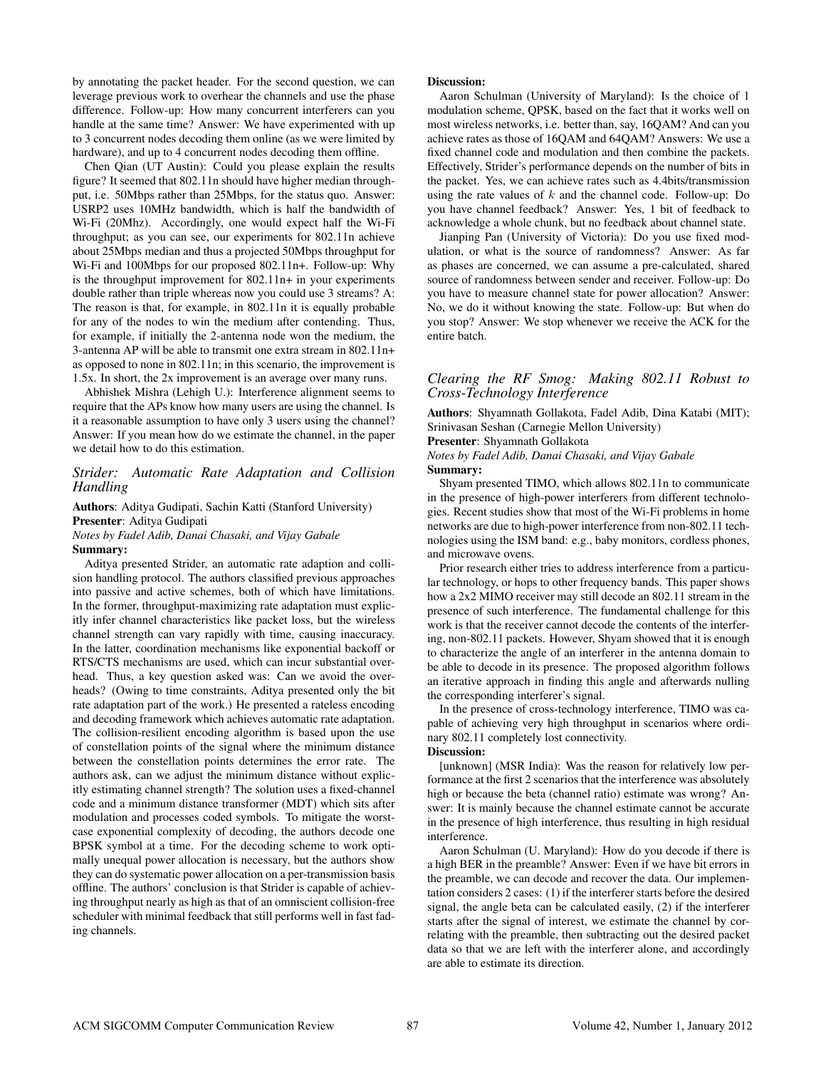by annotating the packet header. For the second question, we can leverage previous work to overhear the channels and use the phase difference. Follow-up: How many concurrent interferers can you handle at the same time? Answer: We have experimented with up to 3 concurrent nodes decoding them online (as we were limited by hardware), and up to 4 concurrent nodes decoding them offline.

Chen Qian (UT Austin): Could you please explain the results figure? It seemed that 802.11n should have higher median throughput, i.e. 50Mbps rather than 25Mbps, for the status quo. Answer: USRP2 uses 10MHz bandwidth, which is half the bandwidth of Wi-Fi (20Mhz). Accordingly, one would expect half the Wi-Fi throughput; as you can see, our experiments for 802.11n achieve about 25Mbps median and thus a projected 50Mbps throughput for Wi-Fi and 100Mbps for our proposed 802.11n+. Follow-up: Why is the throughput improvement for 802.11n+ in your experiments double rather than triple whereas now you could use 3 streams? A: The reason is that, for example, in 802.11n it is equally probable for any of the nodes to win the medium after contending. Thus, for example, if initially the 2-antenna node won the medium, the 3-antenna AP will be able to transmit one extra stream in 802.11n+ as opposed to none in 802.11n; in this scenario, the improvement is 1.5x. In short, the 2x improvement is an average over many runs.

Abhishek Mishra (Lehigh U.): Interference alignment seems to require that the APs know how many users are using the channel. Is it a reasonable assumption to have only 3 users using the channel? Answer: If you mean how do we estimate the channel, in the paper we detail how to do this estimation.

### *Strider: Automatic Rate Adaptation and Collision Handling*

**Authors**: Aditya Gudipati, Sachin Katti (Stanford University)
**Presenter**: Aditya Gudipati
*Notes by Fadel Adib, Danai Chasaki, and Vijay Gabale*
**Summary:**

Aditya presented Strider, an automatic rate adaption and collision handling protocol. The authors classified previous approaches into passive and active schemes, both of which have limitations. In the former, throughput-maximizing rate adaptation must explicitly infer channel characteristics like packet loss, but the wireless channel strength can vary rapidly with time, causing inaccuracy. In the latter, coordination mechanisms like exponential backoff or RTS/CTS mechanisms are used, which can incur substantial overhead. Thus, a key question asked was: Can we avoid the overheads? (Owing to time constraints, Aditya presented only the bit rate adaptation part of the work.) He presented a rateless encoding and decoding framework which achieves automatic rate adaptation. The collision-resilient encoding algorithm is based upon the use of constellation points of the signal where the minimum distance between the constellation points determines the error rate. The authors ask, can we adjust the minimum distance without explicitly estimating channel strength? The solution uses a fixed-channel code and a minimum distance transformer (MDT) which sits after modulation and processes coded symbols. To mitigate the worst-case exponential complexity of decoding, the authors decode one BPSK symbol at a time. For the decoding scheme to work optimally unequal power allocation is necessary, but the authors show they can do systematic power allocation on a per-transmission basis offline. The authors' conclusion is that Strider is capable of achieving throughput nearly as high as that of an omniscient collision-free scheduler with minimal feedback that still performs well in fast fading channels.

**Discussion:**

Aaron Schulman (University of Maryland): Is the choice of 1 modulation scheme, QPSK, based on the fact that it works well on most wireless networks, i.e. better than, say, 16QAM? And can you achieve rates as those of 16QAM and 64QAM? Answers: We use a fixed channel code and modulation and then combine the packets. Effectively, Strider's performance depends on the number of bits in the packet. Yes, we can achieve rates such as 4.4bits/transmission using the rate values of $k$ and the channel code. Follow-up: Do you have channel feedback? Answer: Yes, 1 bit of feedback to acknowledge a whole chunk, but no feedback about channel state.

Jianping Pan (University of Victoria): Do you use fixed modulation, or what is the source of randomness? Answer: As far as phases are concerned, we can assume a pre-calculated, shared source of randomness between sender and receiver. Follow-up: Do you have to measure channel state for power allocation? Answer: No, we do it without knowing the state. Follow-up: But when do you stop? Answer: We stop whenever we receive the ACK for the entire batch.

### *Clearing the RF Smog: Making 802.11 Robust to Cross-Technology Interference*

**Authors**: Shyamnath Gollakota, Fadel Adib, Dina Katabi (MIT); Srinivasan Seshan (Carnegie Mellon University)
**Presenter**: Shyamnath Gollakota
*Notes by Fadel Adib, Danai Chasaki, and Vijay Gabale*
**Summary:**

Shyam presented TIMO, which allows 802.11n to communicate in the presence of high-power interferers from different technologies. Recent studies show that most of the Wi-Fi problems in home networks are due to high-power interference from non-802.11 technologies using the ISM band: e.g., baby monitors, cordless phones, and microwave ovens.

Prior research either tries to address interference from a particular technology, or hops to other frequency bands. This paper shows how a 2x2 MIMO receiver may still decode an 802.11 stream in the presence of such interference. The fundamental challenge for this work is that the receiver cannot decode the contents of the interfering, non-802.11 packets. However, Shyam showed that it is enough to characterize the angle of an interferer in the antenna domain to be able to decode in its presence. The proposed algorithm follows an iterative approach in finding this angle and afterwards nulling the corresponding interferer's signal.

In the presence of cross-technology interference, TIMO was capable of achieving very high throughput in scenarios where ordinary 802.11 completely lost connectivity.

**Discussion:**

[unknown] (MSR India): Was the reason for relatively low performance at the first 2 scenarios that the interference was absolutely high or because the beta (channel ratio) estimate was wrong? Answer: It is mainly because the channel estimate cannot be accurate in the presence of high interference, thus resulting in high residual interference.

Aaron Schulman (U. Maryland): How do you decode if there is a high BER in the preamble? Answer: Even if we have bit errors in the preamble, we can decode and recover the data. Our implementation considers 2 cases: (1) if the interferer starts before the desired signal, the angle beta can be calculated easily, (2) if the interferer starts after the signal of interest, we estimate the channel by correlating with the preamble, then subtracting out the desired packet data so that we are left with the interferer alone, and accordingly are able to estimate its direction.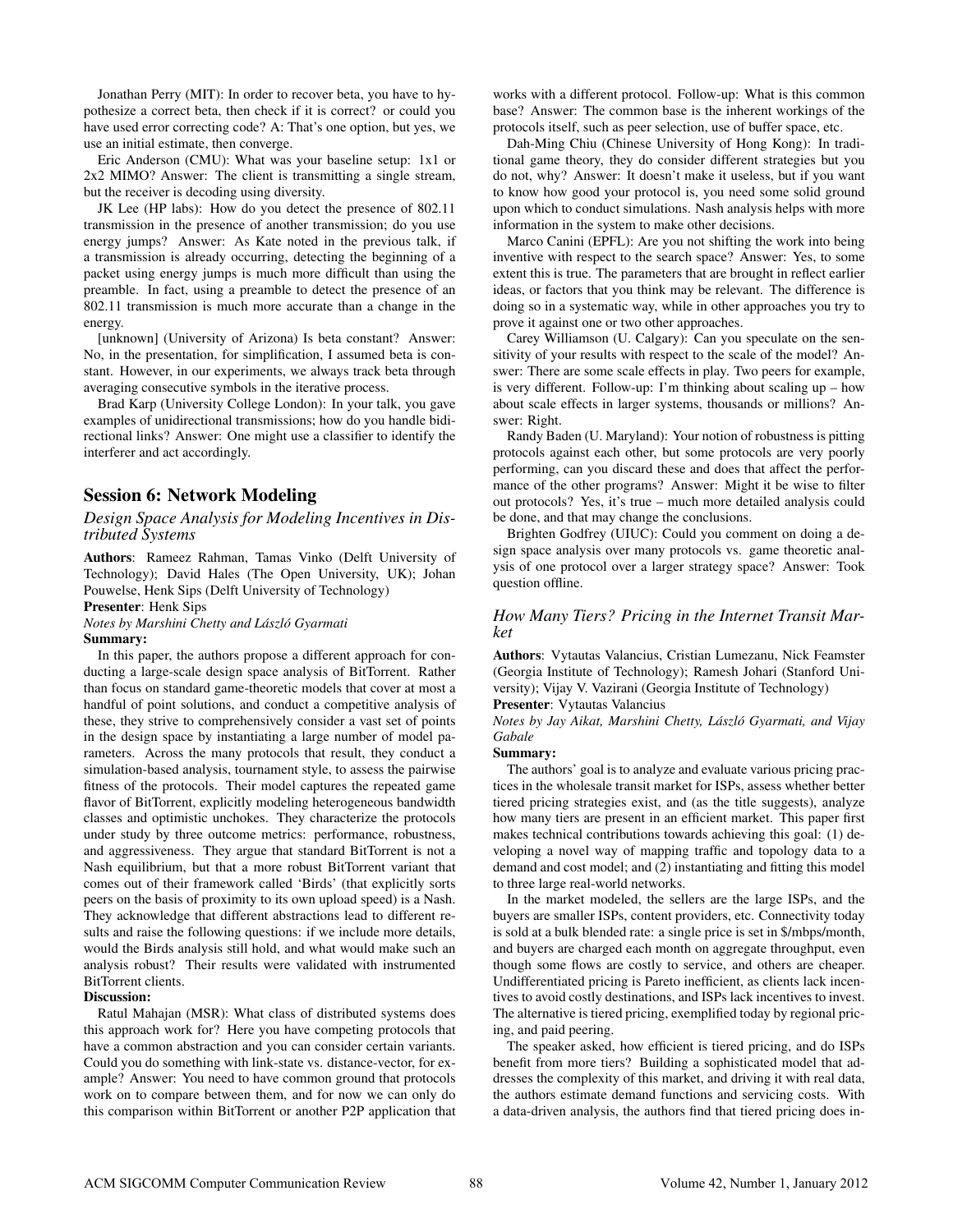Jonathan Perry (MIT): In order to recover beta, you have to hypothesize a correct beta, then check if it is correct? or could you have used error correcting code? A: That's one option, but yes, we use an initial estimate, then converge.

Eric Anderson (CMU): What was your baseline setup: 1x1 or 2x2 MIMO? Answer: The client is transmitting a single stream, but the receiver is decoding using diversity.

JK Lee (HP labs): How do you detect the presence of 802.11 transmission in the presence of another transmission; do you use energy jumps? Answer: As Kate noted in the previous talk, if a transmission is already occurring, detecting the beginning of a packet using energy jumps is much more difficult than using the preamble. In fact, using a preamble to detect the presence of an 802.11 transmission is much more accurate than a change in the energy.

[unknown] (University of Arizona) Is beta constant? Answer: No, in the presentation, for simplification, I assumed beta is constant. However, in our experiments, we always track beta through averaging consecutive symbols in the iterative process.

Brad Karp (University College London): In your talk, you gave examples of unidirectional transmissions; how do you handle bidirectional links? Answer: One might use a classifier to identify the interferer and act accordingly.

## Session 6: Network Modeling

### *Design Space Analysis for Modeling Incentives in Distributed Systems*

**Authors**: Rameez Rahman, Tamas Vinko (Delft University of Technology); David Hales (The Open University, UK); Johan Pouwelse, Henk Sips (Delft University of Technology)

**Presenter**: Henk Sips

*Notes by Marshini Chetty and László Gyarmati*

**Summary:**

In this paper, the authors propose a different approach for conducting a large-scale design space analysis of BitTorrent. Rather than focus on standard game-theoretic models that cover at most a handful of point solutions, and conduct a competitive analysis of these, they strive to comprehensively consider a vast set of points in the design space by instantiating a large number of model parameters. Across the many protocols that result, they conduct a simulation-based analysis, tournament style, to assess the pairwise fitness of the protocols. Their model captures the repeated game flavor of BitTorrent, explicitly modeling heterogeneous bandwidth classes and optimistic unchokes. They characterize the protocols under study by three outcome metrics: performance, robustness, and aggressiveness. They argue that standard BitTorrent is not a Nash equilibrium, but that a more robust BitTorrent variant that comes out of their framework called 'Birds' (that explicitly sorts peers on the basis of proximity to its own upload speed) is a Nash. They acknowledge that different abstractions lead to different results and raise the following questions: if we include more details, would the Birds analysis still hold, and what would make such an analysis robust? Their results were validated with instrumented BitTorrent clients.

**Discussion:**

Ratul Mahajan (MSR): What class of distributed systems does this approach work for? Here you have competing protocols that have a common abstraction and you can consider certain variants. Could you do something with link-state vs. distance-vector, for example? Answer: You need to have common ground that protocols work on to compare between them, and for now we can only do this comparison within BitTorrent or another P2P application that works with a different protocol. Follow-up: What is this common base? Answer: The common base is the inherent workings of the protocols itself, such as peer selection, use of buffer space, etc.

Dah-Ming Chiu (Chinese University of Hong Kong): In traditional game theory, they do consider different strategies but you do not, why? Answer: It doesn't make it useless, but if you want to know how good your protocol is, you need some solid ground upon which to conduct simulations. Nash analysis helps with more information in the system to make other decisions.

Marco Canini (EPFL): Are you not shifting the work into being inventive with respect to the search space? Answer: Yes, to some extent this is true. The parameters that are brought in reflect earlier ideas, or factors that you think may be relevant. The difference is doing so in a systematic way, while in other approaches you try to prove it against one or two other approaches.

Carey Williamson (U. Calgary): Can you speculate on the sensitivity of your results with respect to the scale of the model? Answer: There are some scale effects in play. Two peers for example, is very different. Follow-up: I'm thinking about scaling up – how about scale effects in larger systems, thousands or millions? Answer: Right.

Randy Baden (U. Maryland): Your notion of robustness is pitting protocols against each other, but some protocols are very poorly performing, can you discard these and does that affect the performance of the other programs? Answer: Might it be wise to filter out protocols? Yes, it's true – much more detailed analysis could be done, and that may change the conclusions.

Brighten Godfrey (UIUC): Could you comment on doing a design space analysis over many protocols vs. game theoretic analysis of one protocol over a larger strategy space? Answer: Took question offline.

### *How Many Tiers? Pricing in the Internet Transit Market*

**Authors**: Vytautas Valancius, Cristian Lumezanu, Nick Feamster (Georgia Institute of Technology); Ramesh Johari (Stanford University); Vijay V. Vazirani (Georgia Institute of Technology)

**Presenter**: Vytautas Valancius

*Notes by Jay Aikat, Marshini Chetty, László Gyarmati, and Vijay Gabale*

**Summary:**

The authors' goal is to analyze and evaluate various pricing practices in the wholesale transit market for ISPs, assess whether better tiered pricing strategies exist, and (as the title suggests), analyze how many tiers are present in an efficient market. This paper first makes technical contributions towards achieving this goal: (1) developing a novel way of mapping traffic and topology data to a demand and cost model; and (2) instantiating and fitting this model to three large real-world networks.

In the market modeled, the sellers are the large ISPs, and the buyers are smaller ISPs, content providers, etc. Connectivity today is sold at a bulk blended rate: a single price is set in \$/mbps/month, and buyers are charged each month on aggregate throughput, even though some flows are costly to service, and others are cheaper. Undifferentiated pricing is Pareto inefficient, as clients lack incentives to avoid costly destinations, and ISPs lack incentives to invest. The alternative is tiered pricing, exemplified today by regional pricing, and paid peering.

The speaker asked, how efficient is tiered pricing, and do ISPs benefit from more tiers? Building a sophisticated model that addresses the complexity of this market, and driving it with real data, the authors estimate demand functions and servicing costs. With a data-driven analysis, the authors find that tiered pricing does in-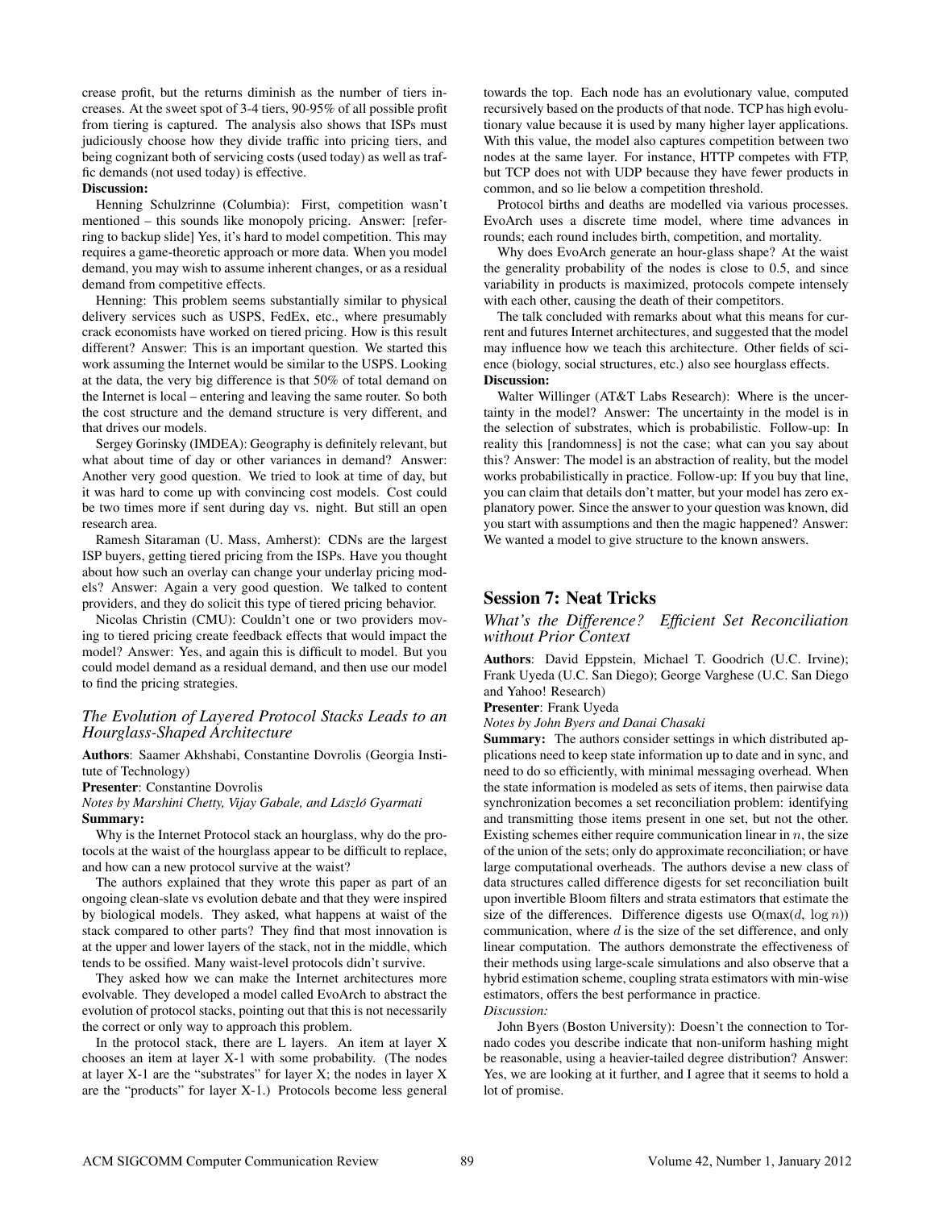crease profit, but the returns diminish as the number of tiers increases. At the sweet spot of 3-4 tiers, 90-95% of all possible profit from tiering is captured. The analysis also shows that ISPs must judiciously choose how they divide traffic into pricing tiers, and being cognizant both of servicing costs (used today) as well as traffic demands (not used today) is effective.

**Discussion:**

Henning Schulzrinne (Columbia): First, competition wasn't mentioned – this sounds like monopoly pricing. Answer: [referring to backup slide] Yes, it's hard to model competition. This may requires a game-theoretic approach or more data. When you model demand, you may wish to assume inherent changes, or as a residual demand from competitive effects.

Henning: This problem seems substantially similar to physical delivery services such as USPS, FedEx, etc., where presumably crack economists have worked on tiered pricing. How is this result different? Answer: This is an important question. We started this work assuming the Internet would be similar to the USPS. Looking at the data, the very big difference is that 50% of total demand on the Internet is local – entering and leaving the same router. So both the cost structure and the demand structure is very different, and that drives our models.

Sergey Gorinsky (IMDEA): Geography is definitely relevant, but what about time of day or other variances in demand? Answer: Another very good question. We tried to look at time of day, but it was hard to come up with convincing cost models. Cost could be two times more if sent during day vs. night. But still an open research area.

Ramesh Sitaraman (U. Mass, Amherst): CDNs are the largest ISP buyers, getting tiered pricing from the ISPs. Have you thought about how such an overlay can change your underlay pricing models? Answer: Again a very good question. We talked to content providers, and they do solicit this type of tiered pricing behavior.

Nicolas Christin (CMU): Couldn't one or two providers moving to tiered pricing create feedback effects that would impact the model? Answer: Yes, and again this is difficult to model. But you could model demand as a residual demand, and then use our model to find the pricing strategies.

### *The Evolution of Layered Protocol Stacks Leads to an Hourglass-Shaped Architecture*

**Authors**: Saamer Akhshabi, Constantine Dovrolis (Georgia Institute of Technology)

**Presenter**: Constantine Dovrolis

*Notes by Marshini Chetty, Vijay Gabale, and László Gyarmati*

**Summary:**

Why is the Internet Protocol stack an hourglass, why do the protocols at the waist of the hourglass appear to be difficult to replace, and how can a new protocol survive at the waist?

The authors explained that they wrote this paper as part of an ongoing clean-slate vs evolution debate and that they were inspired by biological models. They asked, what happens at waist of the stack compared to other parts? They find that most innovation is at the upper and lower layers of the stack, not in the middle, which tends to be ossified. Many waist-level protocols didn't survive.

They asked how we can make the Internet architectures more evolvable. They developed a model called EvoArch to abstract the evolution of protocol stacks, pointing out that this is not necessarily the correct or only way to approach this problem.

In the protocol stack, there are L layers. An item at layer X chooses an item at layer X-1 with some probability. (The nodes at layer X-1 are the "substrates" for layer X; the nodes in layer X are the "products" for layer X-1.) Protocols become less general towards the top. Each node has an evolutionary value, computed recursively based on the products of that node. TCP has high evolutionary value because it is used by many higher layer applications. With this value, the model also captures competition between two nodes at the same layer. For instance, HTTP competes with FTP, but TCP does not with UDP because they have fewer products in common, and so lie below a competition threshold.

Protocol births and deaths are modelled via various processes. EvoArch uses a discrete time model, where time advances in rounds; each round includes birth, competition, and mortality.

Why does EvoArch generate an hour-glass shape? At the waist the generality probability of the nodes is close to 0.5, and since variability in products is maximized, protocols compete intensely with each other, causing the death of their competitors.

The talk concluded with remarks about what this means for current and futures Internet architectures, and suggested that the model may influence how we teach this architecture. Other fields of science (biology, social structures, etc.) also see hourglass effects.

**Discussion:**

Walter Willinger (AT&T Labs Research): Where is the uncertainty in the model? Answer: The uncertainty in the model is in the selection of substrates, which is probabilistic. Follow-up: In reality this [randomness] is not the case; what can you say about this? Answer: The model is an abstraction of reality, but the model works probabilistically in practice. Follow-up: If you buy that line, you can claim that details don't matter, but your model has zero explanatory power. Since the answer to your question was known, did you start with assumptions and then the magic happened? Answer: We wanted a model to give structure to the known answers.

## Session 7: Neat Tricks

### *What's the Difference? Efficient Set Reconciliation without Prior Context*

**Authors**: David Eppstein, Michael T. Goodrich (U.C. Irvine); Frank Uyeda (U.C. San Diego); George Varghese (U.C. San Diego and Yahoo! Research)

**Presenter**: Frank Uyeda

*Notes by John Byers and Danai Chasaki*

**Summary:** The authors consider settings in which distributed applications need to keep state information up to date and in sync, and need to do so efficiently, with minimal messaging overhead. When the state information is modeled as sets of items, then pairwise data synchronization becomes a set reconciliation problem: identifying and transmitting those items present in one set, but not the other. Existing schemes either require communication linear in $n$, the size of the union of the sets; only do approximate reconciliation; or have large computational overheads. The authors devise a new class of data structures called difference digests for set reconciliation built upon invertible Bloom filters and strata estimators that estimate the size of the differences. Difference digests use $O(\max(d, \log n))$ communication, where $d$ is the size of the set difference, and only linear computation. The authors demonstrate the effectiveness of their methods using large-scale simulations and also observe that a hybrid estimation scheme, coupling strata estimators with min-wise estimators, offers the best performance in practice.

*Discussion:*

John Byers (Boston University): Doesn't the connection to Tornado codes you describe indicate that non-uniform hashing might be reasonable, using a heavier-tailed degree distribution? Answer: Yes, we are looking at it further, and I agree that it seems to hold a lot of promise.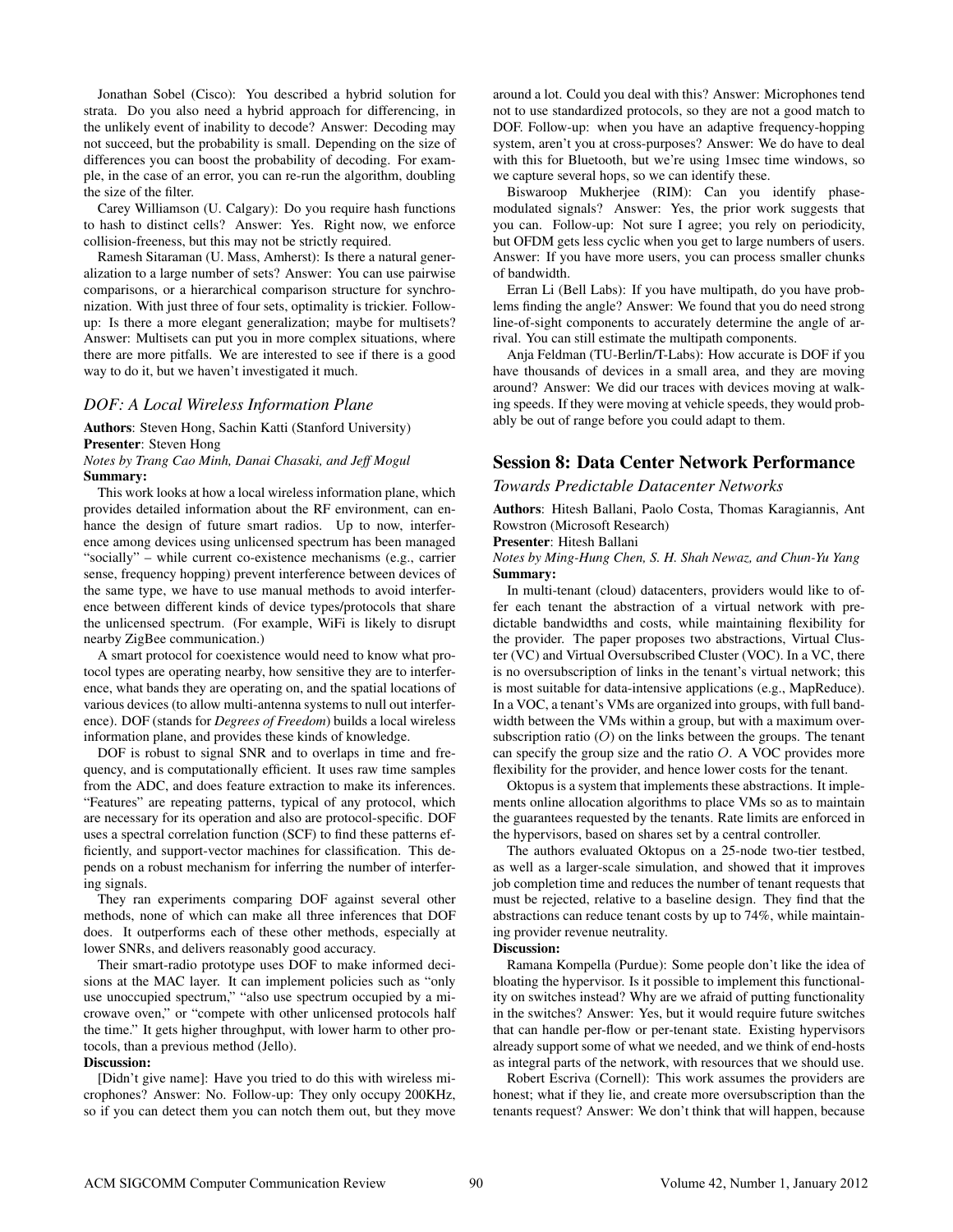Jonathan Sobel (Cisco): You described a hybrid solution for strata. Do you also need a hybrid approach for differencing, in the unlikely event of inability to decode? Answer: Decoding may not succeed, but the probability is small. Depending on the size of differences you can boost the probability of decoding. For example, in the case of an error, you can re-run the algorithm, doubling the size of the filter.

Carey Williamson (U. Calgary): Do you require hash functions to hash to distinct cells? Answer: Yes. Right now, we enforce collision-freeness, but this may not be strictly required.

Ramesh Sitaraman (U. Mass, Amherst): Is there a natural generalization to a large number of sets? Answer: You can use pairwise comparisons, or a hierarchical comparison structure for synchronization. With just three of four sets, optimality is trickier. Follow-up: Is there a more elegant generalization; maybe for multisets? Answer: Multisets can put you in more complex situations, where there are more pitfalls. We are interested to see if there is a good way to do it, but we haven't investigated it much.

### *DOF: A Local Wireless Information Plane*

**Authors**: Steven Hong, Sachin Katti (Stanford University)
**Presenter**: Steven Hong
*Notes by Trang Cao Minh, Danai Chasaki, and Jeff Mogul*
**Summary:**

This work looks at how a local wireless information plane, which provides detailed information about the RF environment, can enhance the design of future smart radios. Up to now, interference among devices using unlicensed spectrum has been managed "socially" – while current co-existence mechanisms (e.g., carrier sense, frequency hopping) prevent interference between devices of the same type, we have to use manual methods to avoid interference between different kinds of device types/protocols that share the unlicensed spectrum. (For example, WiFi is likely to disrupt nearby ZigBee communication.)

A smart protocol for coexistence would need to know what protocol types are operating nearby, how sensitive they are to interference, what bands they are operating on, and the spatial locations of various devices (to allow multi-antenna systems to null out interference). DOF (stands for *Degrees of Freedom*) builds a local wireless information plane, and provides these kinds of knowledge.

DOF is robust to signal SNR and to overlaps in time and frequency, and is computationally efficient. It uses raw time samples from the ADC, and does feature extraction to make its inferences. "Features" are repeating patterns, typical of any protocol, which are necessary for its operation and also are protocol-specific. DOF uses a spectral correlation function (SCF) to find these patterns efficiently, and support-vector machines for classification. This depends on a robust mechanism for inferring the number of interfering signals.

They ran experiments comparing DOF against several other methods, none of which can make all three inferences that DOF does. It outperforms each of these other methods, especially at lower SNRs, and delivers reasonably good accuracy.

Their smart-radio prototype uses DOF to make informed decisions at the MAC layer. It can implement policies such as "only use unoccupied spectrum," "also use spectrum occupied by a microwave oven," or "compete with other unlicensed protocols half the time." It gets higher throughput, with lower harm to other protocols, than a previous method (Jello).

**Discussion:**

[Didn't give name]: Have you tried to do this with wireless microphones? Answer: No. Follow-up: They only occupy 200KHz, so if you can detect them you can notch them out, but they move around a lot. Could you deal with this? Answer: Microphones tend not to use standardized protocols, so they are not a good match to DOF. Follow-up: when you have an adaptive frequency-hopping system, aren't you at cross-purposes? Answer: We do have to deal with this for Bluetooth, but we're using 1msec time windows, so we capture several hops, so we can identify these.

Biswaroop Mukherjee (RIM): Can you identify phase-modulated signals? Answer: Yes, the prior work suggests that you can. Follow-up: Not sure I agree; you rely on periodicity, but OFDM gets less cyclic when you get to large numbers of users. Answer: If you have more users, you can process smaller chunks of bandwidth.

Erran Li (Bell Labs): If you have multipath, do you have problems finding the angle? Answer: We found that you do need strong line-of-sight components to accurately determine the angle of arrival. You can still estimate the multipath components.

Anja Feldman (TU-Berlin/T-Labs): How accurate is DOF if you have thousands of devices in a small area, and they are moving around? Answer: We did our traces with devices moving at walking speeds. If they were moving at vehicle speeds, they would probably be out of range before you could adapt to them.

## Session 8: Data Center Network Performance

### *Towards Predictable Datacenter Networks*

**Authors**: Hitesh Ballani, Paolo Costa, Thomas Karagiannis, Ant Rowstron (Microsoft Research)
**Presenter**: Hitesh Ballani
*Notes by Ming-Hung Chen, S. H. Shah Newaz, and Chun-Yu Yang*
**Summary:**

In multi-tenant (cloud) datacenters, providers would like to offer each tenant the abstraction of a virtual network with predictable bandwidths and costs, while maintaining flexibility for the provider. The paper proposes two abstractions, Virtual Cluster (VC) and Virtual Oversubscribed Cluster (VOC). In a VC, there is no oversubscription of links in the tenant's virtual network; this is most suitable for data-intensive applications (e.g., MapReduce). In a VOC, a tenant's VMs are organized into groups, with full bandwidth between the VMs within a group, but with a maximum oversubscription ratio ($O$) on the links between the groups. The tenant can specify the group size and the ratio $O$. A VOC provides more flexibility for the provider, and hence lower costs for the tenant.

Oktopus is a system that implements these abstractions. It implements online allocation algorithms to place VMs so as to maintain the guarantees requested by the tenants. Rate limits are enforced in the hypervisors, based on shares set by a central controller.

The authors evaluated Oktopus on a 25-node two-tier testbed, as well as a larger-scale simulation, and showed that it improves job completion time and reduces the number of tenant requests that must be rejected, relative to a baseline design. They find that the abstractions can reduce tenant costs by up to 74%, while maintaining provider revenue neutrality.

**Discussion:**

Ramana Kompella (Purdue): Some people don't like the idea of bloating the hypervisor. Is it possible to implement this functionality on switches instead? Why are we afraid of putting functionality in the switches? Answer: Yes, but it would require future switches that can handle per-flow or per-tenant state. Existing hypervisors already support some of what we needed, and we think of end-hosts as integral parts of the network, with resources that we should use.

Robert Escriva (Cornell): This work assumes the providers are honest; what if they lie, and create more oversubscription than the tenants request? Answer: We don't think that will happen, because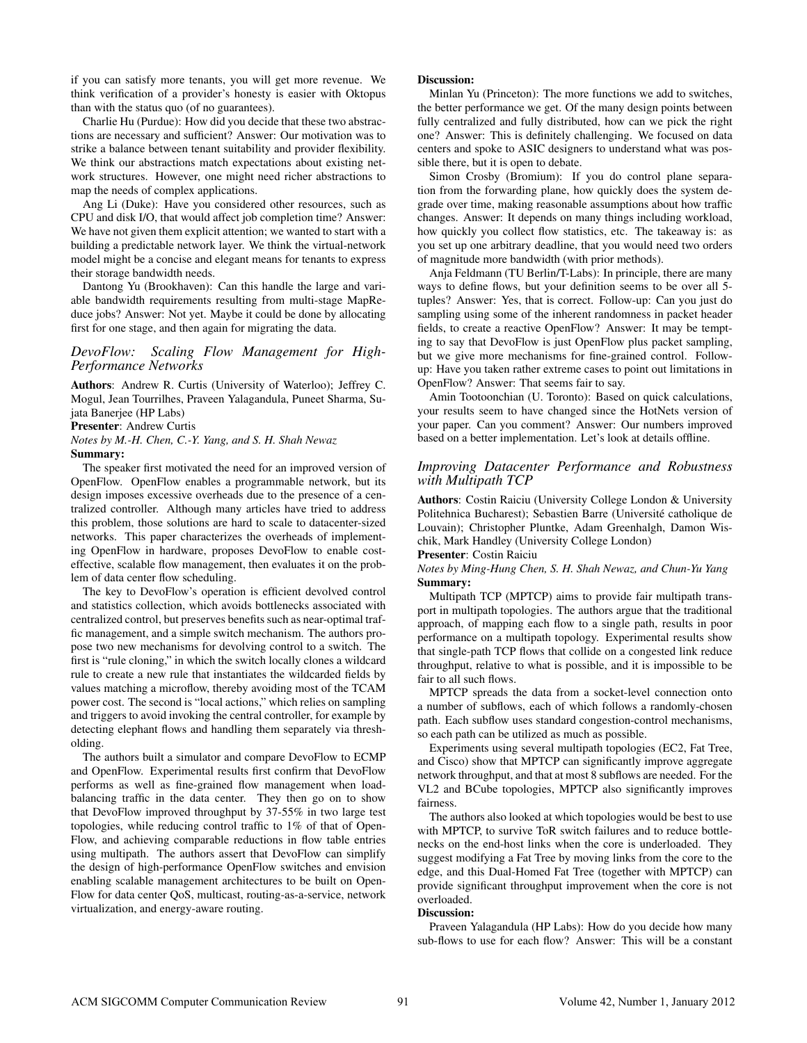if you can satisfy more tenants, you will get more revenue. We think verification of a provider's honesty is easier with Oktopus than with the status quo (of no guarantees).

Charlie Hu (Purdue): How did you decide that these two abstractions are necessary and sufficient? Answer: Our motivation was to strike a balance between tenant suitability and provider flexibility. We think our abstractions match expectations about existing network structures. However, one might need richer abstractions to map the needs of complex applications.

Ang Li (Duke): Have you considered other resources, such as CPU and disk I/O, that would affect job completion time? Answer: We have not given them explicit attention; we wanted to start with a building a predictable network layer. We think the virtual-network model might be a concise and elegant means for tenants to express their storage bandwidth needs.

Dantong Yu (Brookhaven): Can this handle the large and variable bandwidth requirements resulting from multi-stage MapReduce jobs? Answer: Not yet. Maybe it could be done by allocating first for one stage, and then again for migrating the data.

### *DevoFlow: Scaling Flow Management for High-Performance Networks*

**Authors**: Andrew R. Curtis (University of Waterloo); Jeffrey C. Mogul, Jean Tourrilhes, Praveen Yalagandula, Puneet Sharma, Sujata Banerjee (HP Labs)

**Presenter**: Andrew Curtis

*Notes by M.-H. Chen, C.-Y. Yang, and S. H. Shah Newaz*

**Summary:**

The speaker first motivated the need for an improved version of OpenFlow. OpenFlow enables a programmable network, but its design imposes excessive overheads due to the presence of a centralized controller. Although many articles have tried to address this problem, those solutions are hard to scale to datacenter-sized networks. This paper characterizes the overheads of implementing OpenFlow in hardware, proposes DevoFlow to enable cost-effective, scalable flow management, then evaluates it on the problem of data center flow scheduling.

The key to DevoFlow's operation is efficient devolved control and statistics collection, which avoids bottlenecks associated with centralized control, but preserves benefits such as near-optimal traffic management, and a simple switch mechanism. The authors propose two new mechanisms for devolving control to a switch. The first is "rule cloning," in which the switch locally clones a wildcard rule to create a new rule that instantiates the wildcarded fields by values matching a microflow, thereby avoiding most of the TCAM power cost. The second is "local actions," which relies on sampling and triggers to avoid invoking the central controller, for example by detecting elephant flows and handling them separately via thresholding.

The authors built a simulator and compare DevoFlow to ECMP and OpenFlow. Experimental results first confirm that DevoFlow performs as well as fine-grained flow management when load-balancing traffic in the data center. They then go on to show that DevoFlow improved throughput by 37-55% in two large test topologies, while reducing control traffic to 1% of that of OpenFlow, and achieving comparable reductions in flow table entries using multipath. The authors assert that DevoFlow can simplify the design of high-performance OpenFlow switches and envision enabling scalable management architectures to be built on OpenFlow for data center QoS, multicast, routing-as-a-service, network virtualization, and energy-aware routing.

**Discussion:**

Minlan Yu (Princeton): The more functions we add to switches, the better performance we get. Of the many design points between fully centralized and fully distributed, how can we pick the right one? Answer: This is definitely challenging. We focused on data centers and spoke to ASIC designers to understand what was possible there, but it is open to debate.

Simon Crosby (Bromium): If you do control plane separation from the forwarding plane, how quickly does the system degrade over time, making reasonable assumptions about how traffic changes. Answer: It depends on many things including workload, how quickly you collect flow statistics, etc. The takeaway is: as you set up one arbitrary deadline, that you would need two orders of magnitude more bandwidth (with prior methods).

Anja Feldmann (TU Berlin/T-Labs): In principle, there are many ways to define flows, but your definition seems to be over all 5-tuples? Answer: Yes, that is correct. Follow-up: Can you just do sampling using some of the inherent randomness in packet header fields, to create a reactive OpenFlow? Answer: It may be tempting to say that DevoFlow is just OpenFlow plus packet sampling, but we give more mechanisms for fine-grained control. Follow-up: Have you taken rather extreme cases to point out limitations in OpenFlow? Answer: That seems fair to say.

Amin Tootoonchian (U. Toronto): Based on quick calculations, your results seem to have changed since the HotNets version of your paper. Can you comment? Answer: Our numbers improved based on a better implementation. Let's look at details offline.

### *Improving Datacenter Performance and Robustness with Multipath TCP*

**Authors**: Costin Raiciu (University College London & University Politehnica Bucharest); Sebastien Barre (Université catholique de Louvain); Christopher Pluntke, Adam Greenhalgh, Damon Wischik, Mark Handley (University College London)

**Presenter**: Costin Raiciu

*Notes by Ming-Hung Chen, S. H. Shah Newaz, and Chun-Yu Yang*

**Summary:**

Multipath TCP (MPTCP) aims to provide fair multipath transport in multipath topologies. The authors argue that the traditional approach, of mapping each flow to a single path, results in poor performance on a multipath topology. Experimental results show that single-path TCP flows that collide on a congested link reduce throughput, relative to what is possible, and it is impossible to be fair to all such flows.

MPTCP spreads the data from a socket-level connection onto a number of subflows, each of which follows a randomly-chosen path. Each subflow uses standard congestion-control mechanisms, so each path can be utilized as much as possible.

Experiments using several multipath topologies (EC2, Fat Tree, and Cisco) show that MPTCP can significantly improve aggregate network throughput, and that at most 8 subflows are needed. For the VL2 and BCube topologies, MPTCP also significantly improves fairness.

The authors also looked at which topologies would be best to use with MPTCP, to survive ToR switch failures and to reduce bottlenecks on the end-host links when the core is underloaded. They suggest modifying a Fat Tree by moving links from the core to the edge, and this Dual-Homed Fat Tree (together with MPTCP) can provide significant throughput improvement when the core is not overloaded.

**Discussion:**

Praveen Yalagandula (HP Labs): How do you decide how many sub-flows to use for each flow? Answer: This will be a constant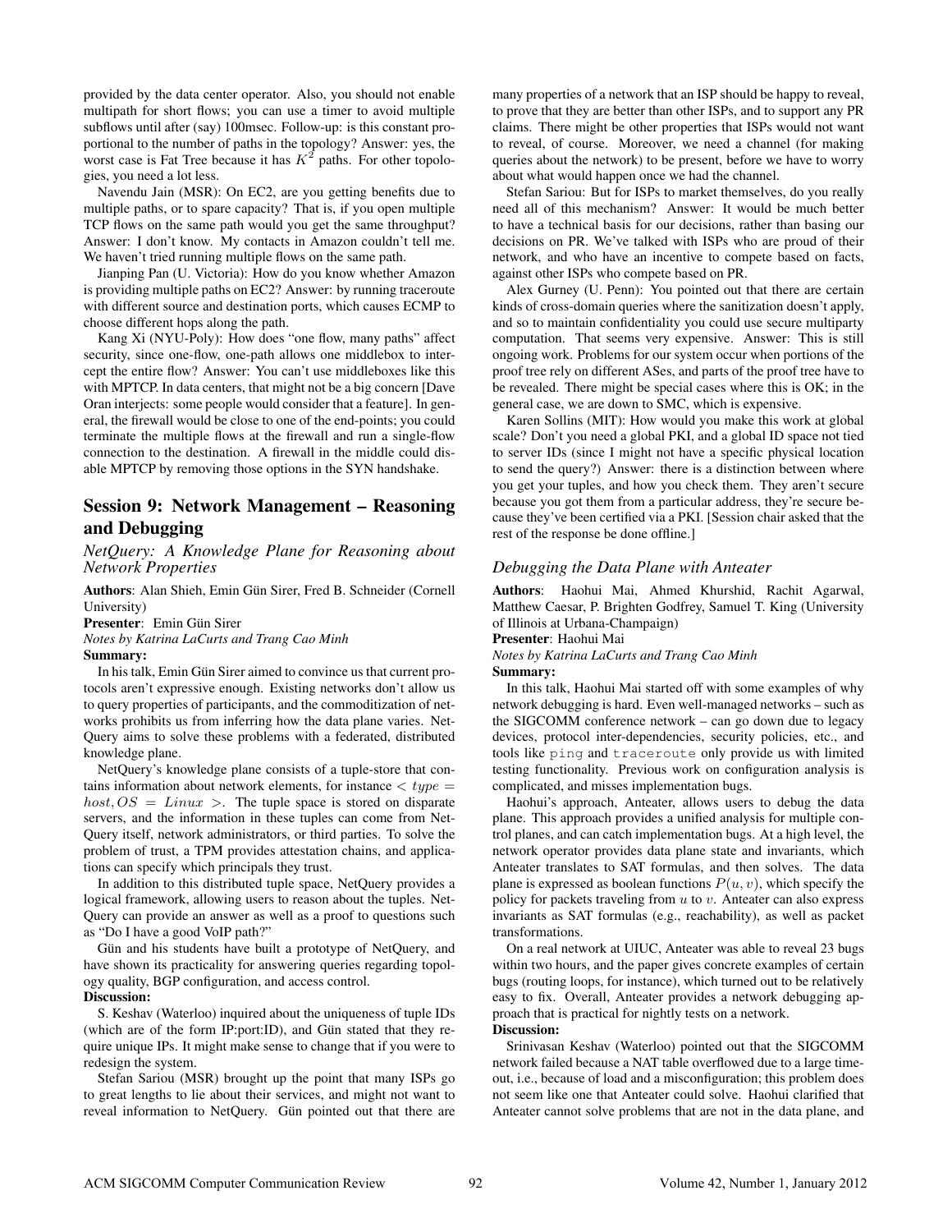provided by the data center operator. Also, you should not enable multipath for short flows; you can use a timer to avoid multiple subflows until after (say) 100msec. Follow-up: is this constant proportional to the number of paths in the topology? Answer: yes, the worst case is Fat Tree because it has $K^2$ paths. For other topologies, you need a lot less.

Navendu Jain (MSR): On EC2, are you getting benefits due to multiple paths, or to spare capacity? That is, if you open multiple TCP flows on the same path would you get the same throughput? Answer: I don't know. My contacts in Amazon couldn't tell me. We haven't tried running multiple flows on the same path.

Jianping Pan (U. Victoria): How do you know whether Amazon is providing multiple paths on EC2? Answer: by running traceroute with different source and destination ports, which causes ECMP to choose different hops along the path.

Kang Xi (NYU-Poly): How does "one flow, many paths" affect security, since one-flow, one-path allows one middlebox to intercept the entire flow? Answer: You can't use middleboxes like this with MPTCP. In data centers, that might not be a big concern [Dave Oran interjects: some people would consider that a feature]. In general, the firewall would be close to one of the end-points; you could terminate the multiple flows at the firewall and run a single-flow connection to the destination. A firewall in the middle could disable MPTCP by removing those options in the SYN handshake.

## Session 9: Network Management – Reasoning and Debugging

### *NetQuery: A Knowledge Plane for Reasoning about Network Properties*

**Authors**: Alan Shieh, Emin Gün Sirer, Fred B. Schneider (Cornell University)

**Presenter**: Emin Gün Sirer

*Notes by Katrina LaCurts and Trang Cao Minh*

**Summary:**

In his talk, Emin Gün Sirer aimed to convince us that current protocols aren't expressive enough. Existing networks don't allow us to query properties of participants, and the commoditization of networks prohibits us from inferring how the data plane varies. NetQuery aims to solve these problems with a federated, distributed knowledge plane.

NetQuery's knowledge plane consists of a tuple-store that contains information about network elements, for instance $< type = host, OS = Linux >$. The tuple space is stored on disparate servers, and the information in these tuples can come from NetQuery itself, network administrators, or third parties. To solve the problem of trust, a TPM provides attestation chains, and applications can specify which principals they trust.

In addition to this distributed tuple space, NetQuery provides a logical framework, allowing users to reason about the tuples. NetQuery can provide an answer as well as a proof to questions such as "Do I have a good VoIP path?"

Gün and his students have built a prototype of NetQuery, and have shown its practicality for answering queries regarding topology quality, BGP configuration, and access control.

**Discussion:**

S. Keshav (Waterloo) inquired about the uniqueness of tuple IDs (which are of the form IP:port:ID), and Gün stated that they require unique IPs. It might make sense to change that if you were to redesign the system.

Stefan Sariou (MSR) brought up the point that many ISPs go to great lengths to lie about their services, and might not want to reveal information to NetQuery. Gün pointed out that there are many properties of a network that an ISP should be happy to reveal, to prove that they are better than other ISPs, and to support any PR claims. There might be other properties that ISPs would not want to reveal, of course. Moreover, we need a channel (for making queries about the network) to be present, before we have to worry about what would happen once we had the channel.

Stefan Sariou: But for ISPs to market themselves, do you really need all of this mechanism? Answer: It would be much better to have a technical basis for our decisions, rather than basing our decisions on PR. We've talked with ISPs who are proud of their network, and who have an incentive to compete based on facts, against other ISPs who compete based on PR.

Alex Gurney (U. Penn): You pointed out that there are certain kinds of cross-domain queries where the sanitization doesn't apply, and so to maintain confidentiality you could use secure multiparty computation. That seems very expensive. Answer: This is still ongoing work. Problems for our system occur when portions of the proof tree rely on different ASes, and parts of the proof tree have to be revealed. There might be special cases where this is OK; in the general case, we are down to SMC, which is expensive.

Karen Sollins (MIT): How would you make this work at global scale? Don't you need a global PKI, and a global ID space not tied to server IDs (since I might not have a specific physical location to send the query?) Answer: there is a distinction between where you get your tuples, and how you check them. They aren't secure because you got them from a particular address, they're secure because they've been certified via a PKI. [Session chair asked that the rest of the response be done offline.]

### *Debugging the Data Plane with Anteater*

**Authors**: Haohui Mai, Ahmed Khurshid, Rachit Agarwal, Matthew Caesar, P. Brighten Godfrey, Samuel T. King (University of Illinois at Urbana-Champaign)

**Presenter**: Haohui Mai

*Notes by Katrina LaCurts and Trang Cao Minh*

**Summary:**

In this talk, Haohui Mai started off with some examples of why network debugging is hard. Even well-managed networks – such as the SIGCOMM conference network – can go down due to legacy devices, protocol inter-dependencies, security policies, etc., and tools like `ping` and `traceroute` only provide us with limited testing functionality. Previous work on configuration analysis is complicated, and misses implementation bugs.

Haohui's approach, Anteater, allows users to debug the data plane. This approach provides a unified analysis for multiple control planes, and can catch implementation bugs. At a high level, the network operator provides data plane state and invariants, which Anteater translates to SAT formulas, and then solves. The data plane is expressed as boolean functions $P(u, v)$, which specify the policy for packets traveling from $u$ to $v$. Anteater can also express invariants as SAT formulas (e.g., reachability), as well as packet transformations.

On a real network at UIUC, Anteater was able to reveal 23 bugs within two hours, and the paper gives concrete examples of certain bugs (routing loops, for instance), which turned out to be relatively easy to fix. Overall, Anteater provides a network debugging approach that is practical for nightly tests on a network.

**Discussion:**

Srinivasan Keshav (Waterloo) pointed out that the SIGCOMM network failed because a NAT table overflowed due to a large timeout, i.e., because of load and a misconfiguration; this problem does not seem like one that Anteater could solve. Haohui clarified that Anteater cannot solve problems that are not in the data plane, and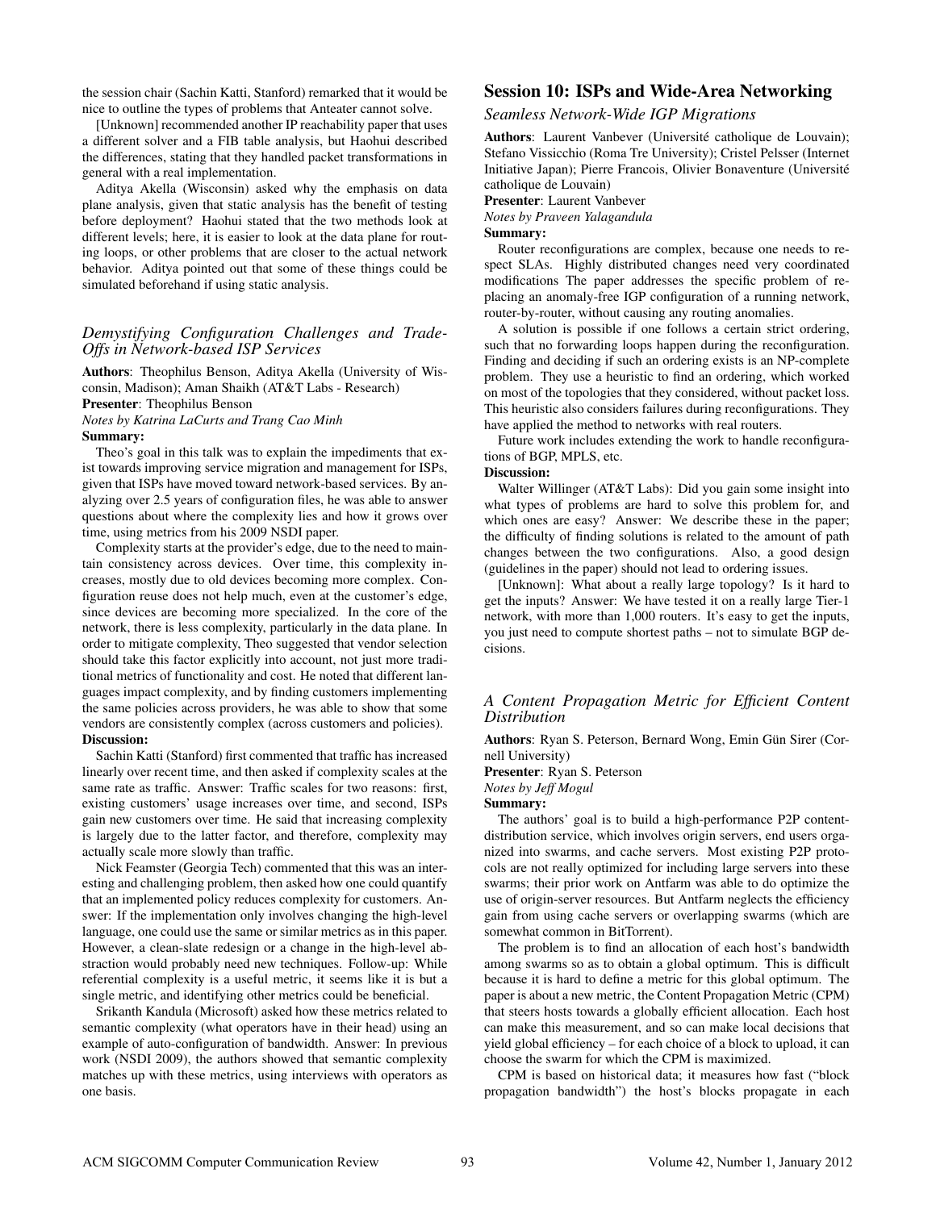the session chair (Sachin Katti, Stanford) remarked that it would be nice to outline the types of problems that Anteater cannot solve.

[Unknown] recommended another IP reachability paper that uses a different solver and a FIB table analysis, but Haohui described the differences, stating that they handled packet transformations in general with a real implementation.

Aditya Akella (Wisconsin) asked why the emphasis on data plane analysis, given that static analysis has the benefit of testing before deployment? Haohui stated that the two methods look at different levels; here, it is easier to look at the data plane for routing loops, or other problems that are closer to the actual network behavior. Aditya pointed out that some of these things could be simulated beforehand if using static analysis.

### *Demystifying Configuration Challenges and Trade-Offs in Network-based ISP Services*

**Authors**: Theophilus Benson, Aditya Akella (University of Wisconsin, Madison); Aman Shaikh (AT&T Labs - Research)

**Presenter**: Theophilus Benson

*Notes by Katrina LaCurts and Trang Cao Minh*

**Summary:**

Theo's goal in this talk was to explain the impediments that exist towards improving service migration and management for ISPs, given that ISPs have moved toward network-based services. By analyzing over 2.5 years of configuration files, he was able to answer questions about where the complexity lies and how it grows over time, using metrics from his 2009 NSDI paper.

Complexity starts at the provider's edge, due to the need to maintain consistency across devices. Over time, this complexity increases, mostly due to old devices becoming more complex. Configuration reuse does not help much, even at the customer's edge, since devices are becoming more specialized. In the core of the network, there is less complexity, particularly in the data plane. In order to mitigate complexity, Theo suggested that vendor selection should take this factor explicitly into account, not just more traditional metrics of functionality and cost. He noted that different languages impact complexity, and by finding customers implementing the same policies across providers, he was able to show that some vendors are consistently complex (across customers and policies).

**Discussion:**

Sachin Katti (Stanford) first commented that traffic has increased linearly over recent time, and then asked if complexity scales at the same rate as traffic. Answer: Traffic scales for two reasons: first, existing customers' usage increases over time, and second, ISPs gain new customers over time. He said that increasing complexity is largely due to the latter factor, and therefore, complexity may actually scale more slowly than traffic.

Nick Feamster (Georgia Tech) commented that this was an interesting and challenging problem, then asked how one could quantify that an implemented policy reduces complexity for customers. Answer: If the implementation only involves changing the high-level language, one could use the same or similar metrics as in this paper. However, a clean-slate redesign or a change in the high-level abstraction would probably need new techniques. Follow-up: While referential complexity is a useful metric, it seems like it is but a single metric, and identifying other metrics could be beneficial.

Srikanth Kandula (Microsoft) asked how these metrics related to semantic complexity (what operators have in their head) using an example of auto-configuration of bandwidth. Answer: In previous work (NSDI 2009), the authors showed that semantic complexity matches up with these metrics, using interviews with operators as one basis.

## Session 10: ISPs and Wide-Area Networking

### *Seamless Network-Wide IGP Migrations*

**Authors**: Laurent Vanbever (Université catholique de Louvain); Stefano Vissicchio (Roma Tre University); Cristel Pelsser (Internet Initiative Japan); Pierre Francois, Olivier Bonaventure (Université catholique de Louvain)

**Presenter**: Laurent Vanbever

*Notes by Praveen Yalagandula*

**Summary:**

Router reconfigurations are complex, because one needs to respect SLAs. Highly distributed changes need very coordinated modifications The paper addresses the specific problem of replacing an anomaly-free IGP configuration of a running network, router-by-router, without causing any routing anomalies.

A solution is possible if one follows a certain strict ordering, such that no forwarding loops happen during the reconfiguration. Finding and deciding if such an ordering exists is an NP-complete problem. They use a heuristic to find an ordering, which worked on most of the topologies that they considered, without packet loss. This heuristic also considers failures during reconfigurations. They have applied the method to networks with real routers.

Future work includes extending the work to handle reconfigurations of BGP, MPLS, etc.

**Discussion:**

Walter Willinger (AT&T Labs): Did you gain some insight into what types of problems are hard to solve this problem for, and which ones are easy? Answer: We describe these in the paper; the difficulty of finding solutions is related to the amount of path changes between the two configurations. Also, a good design (guidelines in the paper) should not lead to ordering issues.

[Unknown]: What about a really large topology? Is it hard to get the inputs? Answer: We have tested it on a really large Tier-1 network, with more than 1,000 routers. It's easy to get the inputs, you just need to compute shortest paths – not to simulate BGP decisions.

### *A Content Propagation Metric for Efficient Content Distribution*

**Authors**: Ryan S. Peterson, Bernard Wong, Emin Gün Sirer (Cornell University)

**Presenter**: Ryan S. Peterson

*Notes by Jeff Mogul*

**Summary:**

The authors' goal is to build a high-performance P2P content-distribution service, which involves origin servers, end users organized into swarms, and cache servers. Most existing P2P protocols are not really optimized for including large servers into these swarms; their prior work on Antfarm was able to do optimize the use of origin-server resources. But Antfarm neglects the efficiency gain from using cache servers or overlapping swarms (which are somewhat common in BitTorrent).

The problem is to find an allocation of each host's bandwidth among swarms so as to obtain a global optimum. This is difficult because it is hard to define a metric for this global optimum. The paper is about a new metric, the Content Propagation Metric (CPM) that steers hosts towards a globally efficient allocation. Each host can make this measurement, and so can make local decisions that yield global efficiency – for each choice of a block to upload, it can choose the swarm for which the CPM is maximized.

CPM is based on historical data; it measures how fast ("block propagation bandwidth") the host's blocks propagate in each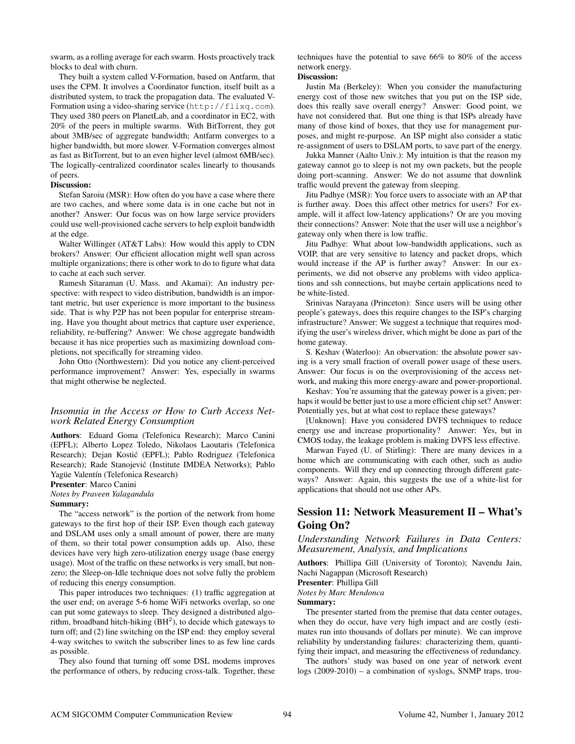swarm, as a rolling average for each swarm. Hosts proactively track blocks to deal with churn.

They built a system called V-Formation, based on Antfarm, that uses the CPM. It involves a Coordinator function, itself built as a distributed system, to track the propagation data. The evaluated V-Formation using a video-sharing service (http://flixq.com). They used 380 peers on PlanetLab, and a coordinator in EC2, with 20% of the peers in multiple swarms. With BitTorrent, they got about 3MB/sec of aggregate bandwidth; Antfarm converges to a higher bandwidth, but more slower. V-Formation converges almost as fast as BitTorrent, but to an even higher level (almost 6MB/sec). The logically-centralized coordinator scales linearly to thousands of peers.

**Discussion:**

Stefan Saroiu (MSR): How often do you have a case where there are two caches, and where some data is in one cache but not in another? Answer: Our focus was on how large service providers could use well-provisioned cache servers to help exploit bandwidth at the edge.

Walter Willinger (AT&T Labs): How would this apply to CDN brokers? Answer: Our efficient allocation might well span across multiple organizations; there is other work to do to figure what data to cache at each such server.

Ramesh Sitaraman (U. Mass. and Akamai): An industry perspective: with respect to video distribution, bandwidth is an important metric, but user experience is more important to the business side. That is why P2P has not been popular for enterprise streaming. Have you thought about metrics that capture user experience, reliability, re-buffering? Answer: We chose aggregate bandwidth because it has nice properties such as maximizing download completions, not specifically for streaming video.

John Otto (Northwestern): Did you notice any client-perceived performance improvement? Answer: Yes, especially in swarms that might otherwise be neglected.

### *Insomnia in the Access or How to Curb Access Network Related Energy Consumption*

**Authors**: Eduard Goma (Telefonica Research); Marco Canini (EPFL); Alberto Lopez Toledo, Nikolaos Laoutaris (Telefonica Research); Dejan Kostić (EPFL); Pablo Rodriguez (Telefonica Research); Rade Stanojević (Institute IMDEA Networks); Pablo Yagüe Valentín (Telefonica Research)

**Presenter**: Marco Canini

*Notes by Praveen Yalagandula*

**Summary:**

The "access network" is the portion of the network from home gateways to the first hop of their ISP. Even though each gateway and DSLAM uses only a small amount of power, there are many of them, so their total power consumption adds up. Also, these devices have very high zero-utilization energy usage (base energy usage). Most of the traffic on these networks is very small, but non-zero; the Sleep-on-Idle technique does not solve fully the problem of reducing this energy consumption.

This paper introduces two techniques: (1) traffic aggregation at the user end; on average 5-6 home WiFi networks overlap, so one can put some gateways to sleep. They designed a distributed algorithm, broadband hitch-hiking ($BH^2$), to decide which gateways to turn off; and (2) line switching on the ISP end: they employ several 4-way switches to switch the subscriber lines to as few line cards as possible.

They also found that turning off some DSL modems improves the performance of others, by reducing cross-talk. Together, these techniques have the potential to save 66% to 80% of the access network energy.

**Discussion:**

Justin Ma (Berkeley): When you consider the manufacturing energy cost of those new switches that you put on the ISP side, does this really save overall energy? Answer: Good point, we have not considered that. But one thing is that ISPs already have many of those kind of boxes, that they use for management purposes, and might re-purpose. An ISP might also consider a static re-assignment of users to DSLAM ports, to save part of the energy.

Jukka Manner (Aalto Univ.): My intuition is that the reason my gateway cannot go to sleep is not my own packets, but the people doing port-scanning. Answer: We do not assume that downlink traffic would prevent the gateway from sleeping.

Jitu Padhye (MSR): You force users to associate with an AP that is further away. Does this affect other metrics for users? For example, will it affect low-latency applications? Or are you moving their connections? Answer: Note that the user will use a neighbor's gateway only when there is low traffic.

Jitu Padhye: What about low-bandwidth applications, such as VOIP, that are very sensitive to latency and packet drops, which would increase if the AP is further away? Answer: In our experiments, we did not observe any problems with video applications and ssh connections, but maybe certain applications need to be white-listed.

Srinivas Narayana (Princeton): Since users will be using other people's gateways, does this require changes to the ISP's charging infrastructure? Answer: We suggest a technique that requires modifying the user's wireless driver, which might be done as part of the home gateway.

S. Keshav (Waterloo): An observation: the absolute power saving is a very small fraction of overall power usage of these users. Answer: Our focus is on the overprovisioning of the access network, and making this more energy-aware and power-proportional.

Keshav: You're assuming that the gateway power is a given; perhaps it would be better just to use a more efficient chip set? Answer: Potentially yes, but at what cost to replace these gateways?

[Unknown]: Have you considered DVFS techniques to reduce energy use and increase proportionality? Answer: Yes, but in CMOS today, the leakage problem is making DVFS less effective.

Marwan Fayed (U. of Stirling): There are many devices in a home which are communicating with each other, such as audio components. Will they end up connecting through different gateways? Answer: Again, this suggests the use of a white-list for applications that should not use other APs.

## Session 11: Network Measurement II – What's Going On?

### *Understanding Network Failures in Data Centers: Measurement, Analysis, and Implications*

**Authors**: Phillipa Gill (University of Toronto); Navendu Jain, Nachi Nagappan (Microsoft Research)

**Presenter**: Phillipa Gill

*Notes by Marc Mendonca*

**Summary:**

The presenter started from the premise that data center outages, when they do occur, have very high impact and are costly (estimates run into thousands of dollars per minute). We can improve reliability by understanding failures: characterizing them, quantifying their impact, and measuring the effectiveness of redundancy.

The authors' study was based on one year of network event logs (2009-2010) – a combination of syslogs, SNMP traps, trou-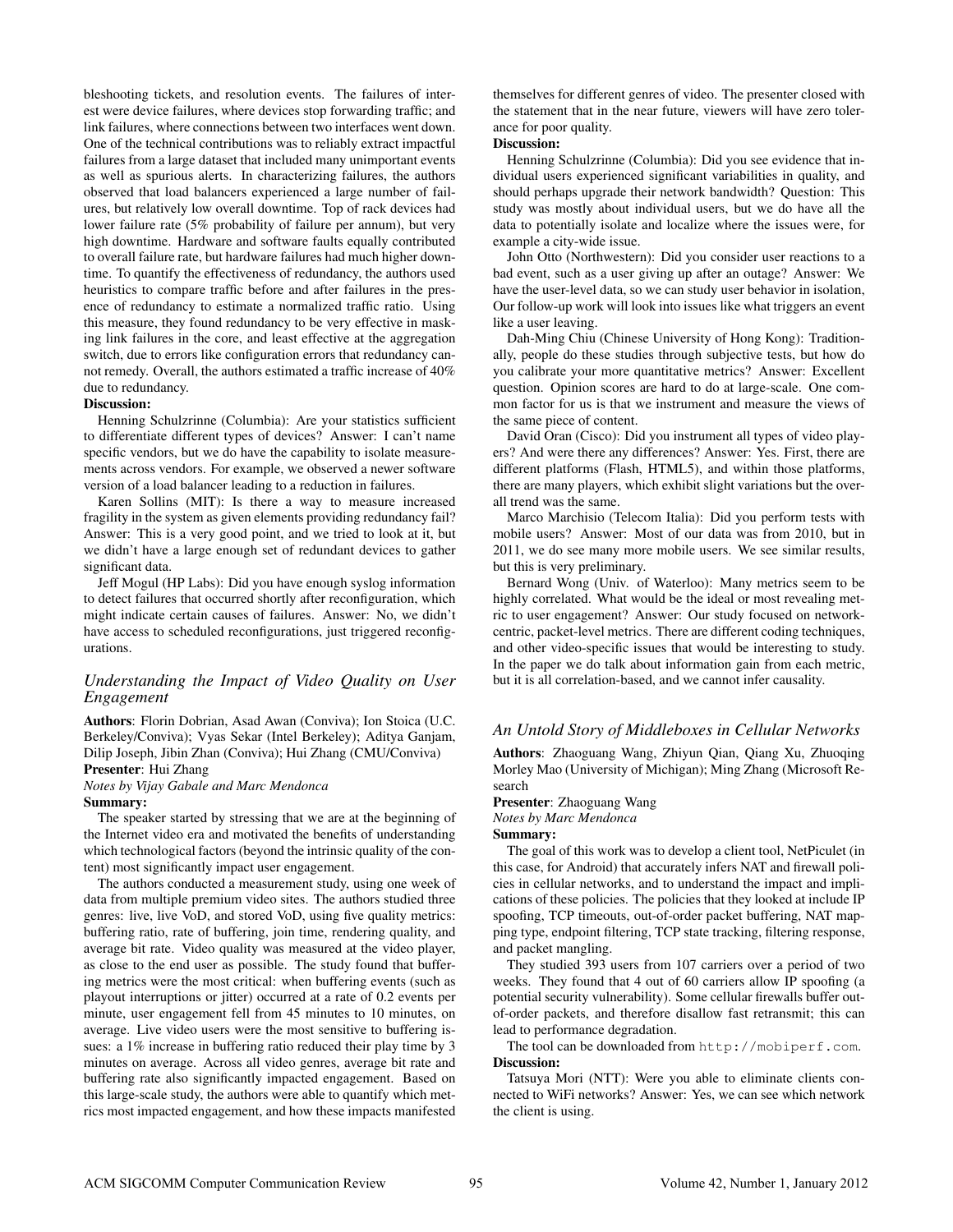bleshooting tickets, and resolution events. The failures of interest were device failures, where devices stop forwarding traffic; and link failures, where connections between two interfaces went down. One of the technical contributions was to reliably extract impactful failures from a large dataset that included many unimportant events as well as spurious alerts. In characterizing failures, the authors observed that load balancers experienced a large number of failures, but relatively low overall downtime. Top of rack devices had lower failure rate (5% probability of failure per annum), but very high downtime. Hardware and software faults equally contributed to overall failure rate, but hardware failures had much higher downtime. To quantify the effectiveness of redundancy, the authors used heuristics to compare traffic before and after failures in the presence of redundancy to estimate a normalized traffic ratio. Using this measure, they found redundancy to be very effective in masking link failures in the core, and least effective at the aggregation switch, due to errors like configuration errors that redundancy cannot remedy. Overall, the authors estimated a traffic increase of 40% due to redundancy.

**Discussion:**

Henning Schulzrinne (Columbia): Are your statistics sufficient to differentiate different types of devices? Answer: I can't name specific vendors, but we do have the capability to isolate measurements across vendors. For example, we observed a newer software version of a load balancer leading to a reduction in failures.

Karen Sollins (MIT): Is there a way to measure increased fragility in the system as given elements providing redundancy fail? Answer: This is a very good point, and we tried to look at it, but we didn't have a large enough set of redundant devices to gather significant data.

Jeff Mogul (HP Labs): Did you have enough syslog information to detect failures that occurred shortly after reconfiguration, which might indicate certain causes of failures. Answer: No, we didn't have access to scheduled reconfigurations, just triggered reconfigurations.

### *Understanding the Impact of Video Quality on User Engagement*

**Authors**: Florin Dobrian, Asad Awan (Conviva); Ion Stoica (U.C. Berkeley/Conviva); Vyas Sekar (Intel Berkeley); Aditya Ganjam, Dilip Joseph, Jibin Zhan (Conviva); Hui Zhang (CMU/Conviva)

**Presenter**: Hui Zhang

*Notes by Vijay Gabale and Marc Mendonca*

**Summary:**

The speaker started by stressing that we are at the beginning of the Internet video era and motivated the benefits of understanding which technological factors (beyond the intrinsic quality of the content) most significantly impact user engagement.

The authors conducted a measurement study, using one week of data from multiple premium video sites. The authors studied three genres: live, live VoD, and stored VoD, using five quality metrics: buffering ratio, rate of buffering, join time, rendering quality, and average bit rate. Video quality was measured at the video player, as close to the end user as possible. The study found that buffering metrics were the most critical: when buffering events (such as playout interruptions or jitter) occurred at a rate of 0.2 events per minute, user engagement fell from 45 minutes to 10 minutes, on average. Live video users were the most sensitive to buffering issues: a 1% increase in buffering ratio reduced their play time by 3 minutes on average. Across all video genres, average bit rate and buffering rate also significantly impacted engagement. Based on this large-scale study, the authors were able to quantify which metrics most impacted engagement, and how these impacts manifested themselves for different genres of video. The presenter closed with the statement that in the near future, viewers will have zero tolerance for poor quality.

**Discussion:**

Henning Schulzrinne (Columbia): Did you see evidence that individual users experienced significant variabilities in quality, and should perhaps upgrade their network bandwidth? Question: This study was mostly about individual users, but we do have all the data to potentially isolate and localize where the issues were, for example a city-wide issue.

John Otto (Northwestern): Did you consider user reactions to a bad event, such as a user giving up after an outage? Answer: We have the user-level data, so we can study user behavior in isolation, Our follow-up work will look into issues like what triggers an event like a user leaving.

Dah-Ming Chiu (Chinese University of Hong Kong): Traditionally, people do these studies through subjective tests, but how do you calibrate your more quantitative metrics? Answer: Excellent question. Opinion scores are hard to do at large-scale. One common factor for us is that we instrument and measure the views of the same piece of content.

David Oran (Cisco): Did you instrument all types of video players? And were there any differences? Answer: Yes. First, there are different platforms (Flash, HTML5), and within those platforms, there are many players, which exhibit slight variations but the overall trend was the same.

Marco Marchisio (Telecom Italia): Did you perform tests with mobile users? Answer: Most of our data was from 2010, but in 2011, we do see many more mobile users. We see similar results, but this is very preliminary.

Bernard Wong (Univ. of Waterloo): Many metrics seem to be highly correlated. What would be the ideal or most revealing metric to user engagement? Answer: Our study focused on network-centric, packet-level metrics. There are different coding techniques, and other video-specific issues that would be interesting to study. In the paper we do talk about information gain from each metric, but it is all correlation-based, and we cannot infer causality.

### *An Untold Story of Middleboxes in Cellular Networks*

**Authors**: Zhaoguang Wang, Zhiyun Qian, Qiang Xu, Zhuoqing Morley Mao (University of Michigan); Ming Zhang (Microsoft Research

**Presenter**: Zhaoguang Wang

*Notes by Marc Mendonca*

**Summary:**

The goal of this work was to develop a client tool, NetPiculet (in this case, for Android) that accurately infers NAT and firewall policies in cellular networks, and to understand the impact and implications of these policies. The policies that they looked at include IP spoofing, TCP timeouts, out-of-order packet buffering, NAT mapping type, endpoint filtering, TCP state tracking, filtering response, and packet mangling.

They studied 393 users from 107 carriers over a period of two weeks. They found that 4 out of 60 carriers allow IP spoofing (a potential security vulnerability). Some cellular firewalls buffer out-of-order packets, and therefore disallow fast retransmit; this can lead to performance degradation.

The tool can be downloaded from `http://mobiperf.com`.

**Discussion:**

Tatsuya Mori (NTT): Were you able to eliminate clients connected to WiFi networks? Answer: Yes, we can see which network the client is using.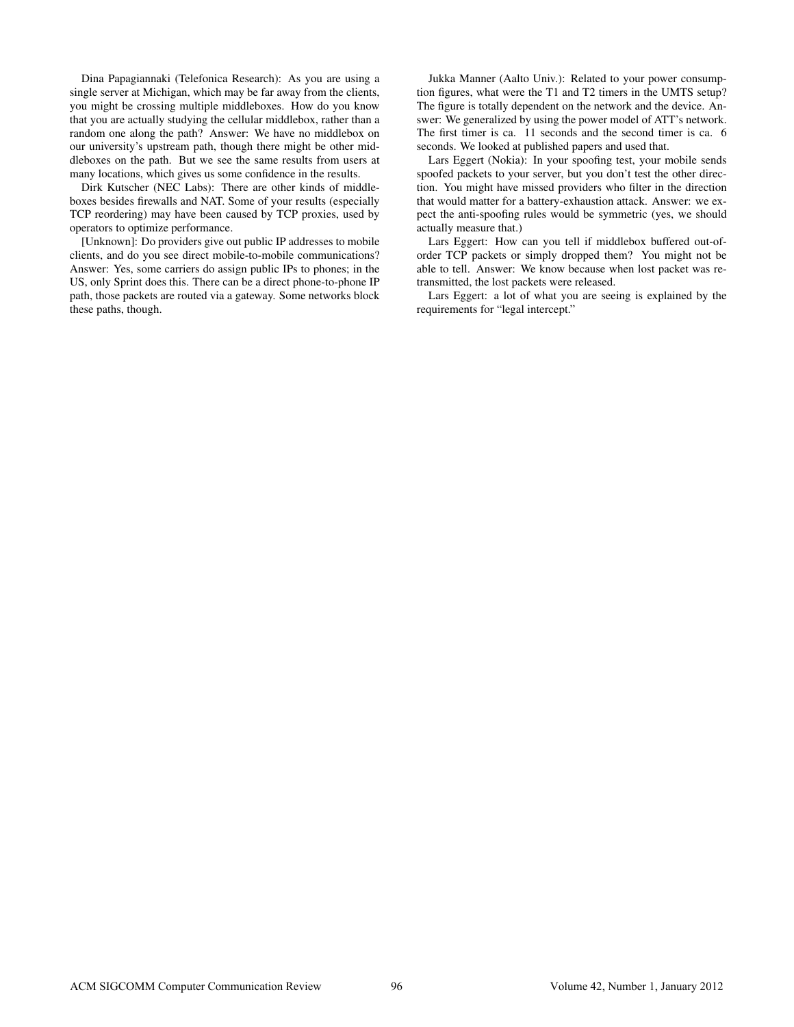Dina Papagiannaki (Telefonica Research): As you are using a single server at Michigan, which may be far away from the clients, you might be crossing multiple middleboxes. How do you know that you are actually studying the cellular middlebox, rather than a random one along the path? Answer: We have no middlebox on our university's upstream path, though there might be other middleboxes on the path. But we see the same results from users at many locations, which gives us some confidence in the results.

Dirk Kutscher (NEC Labs): There are other kinds of middleboxes besides firewalls and NAT. Some of your results (especially TCP reordering) may have been caused by TCP proxies, used by operators to optimize performance.

[Unknown]: Do providers give out public IP addresses to mobile clients, and do you see direct mobile-to-mobile communications? Answer: Yes, some carriers do assign public IPs to phones; in the US, only Sprint does this. There can be a direct phone-to-phone IP path, those packets are routed via a gateway. Some networks block these paths, though.

Jukka Manner (Aalto Univ.): Related to your power consumption figures, what were the T1 and T2 timers in the UMTS setup? The figure is totally dependent on the network and the device. Answer: We generalized by using the power model of ATT's network. The first timer is ca. 11 seconds and the second timer is ca. 6 seconds. We looked at published papers and used that.

Lars Eggert (Nokia): In your spoofing test, your mobile sends spoofed packets to your server, but you don't test the other direction. You might have missed providers who filter in the direction that would matter for a battery-exhaustion attack. Answer: we expect the anti-spoofing rules would be symmetric (yes, we should actually measure that.)

Lars Eggert: How can you tell if middlebox buffered out-of-order TCP packets or simply dropped them? You might not be able to tell. Answer: We know because when lost packet was retransmitted, the lost packets were released.

Lars Eggert: a lot of what you are seeing is explained by the requirements for "legal intercept."